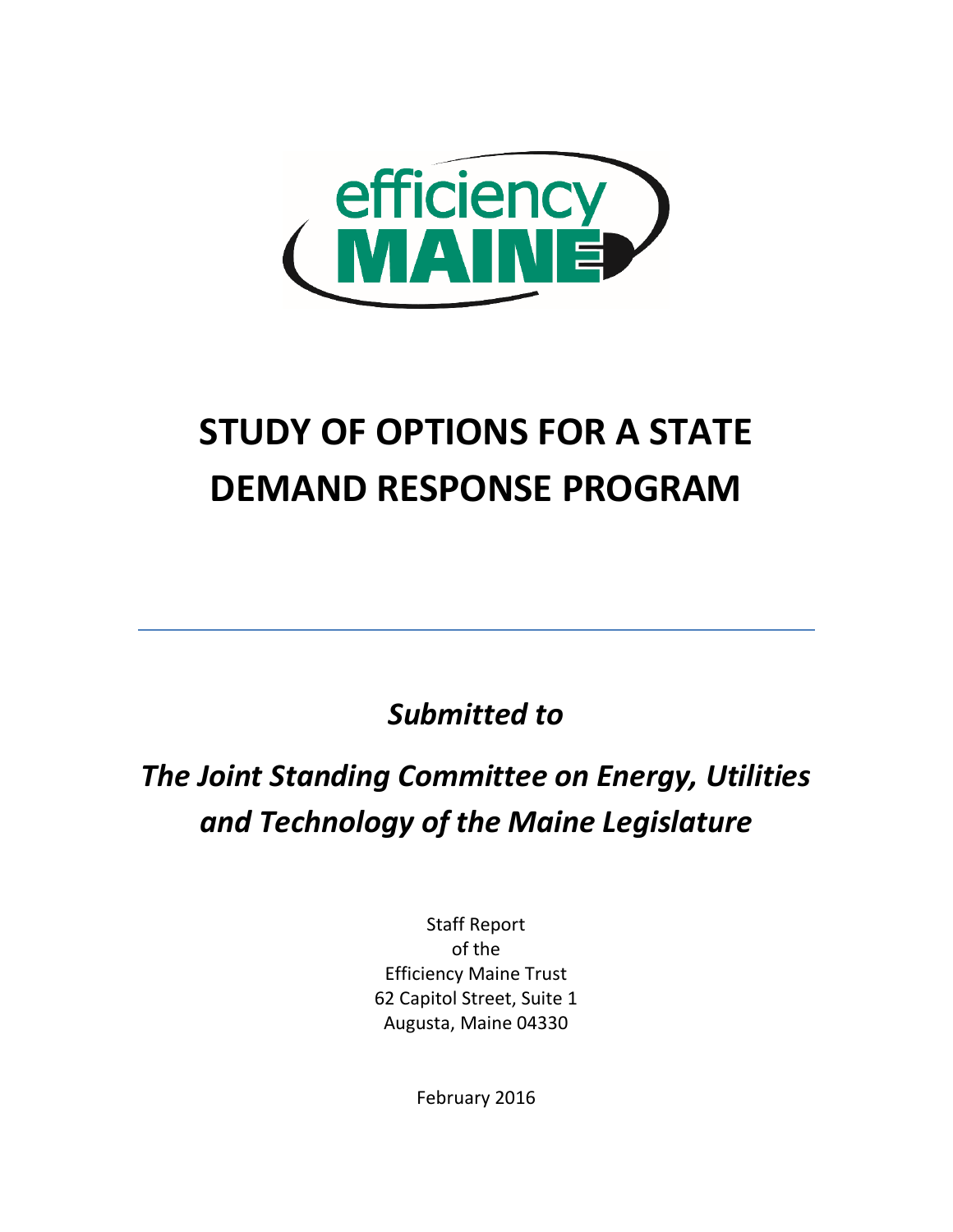# STUDY OF OPTIONS FOR A STATE DEMAND RESPONSE PROGRAM

---

*Submitted to*

*The Joint Standing Committee on Energy, Utilities and Technology of the Maine Legislature*

Staff Report
of the
Efficiency Maine Trust
62 Capitol Street, Suite 1
Augusta, Maine 04330

February 2016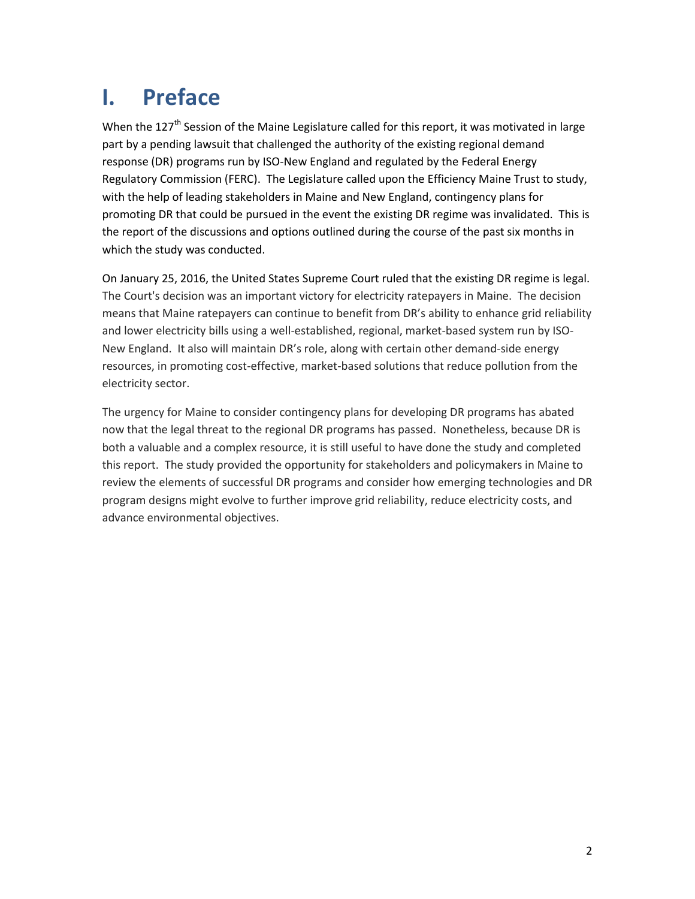# I. Preface

When the 127th Session of the Maine Legislature called for this report, it was motivated in large part by a pending lawsuit that challenged the authority of the existing regional demand response (DR) programs run by ISO-New England and regulated by the Federal Energy Regulatory Commission (FERC). The Legislature called upon the Efficiency Maine Trust to study, with the help of leading stakeholders in Maine and New England, contingency plans for promoting DR that could be pursued in the event the existing DR regime was invalidated. This is the report of the discussions and options outlined during the course of the past six months in which the study was conducted.

On January 25, 2016, the United States Supreme Court ruled that the existing DR regime is legal. The Court's decision was an important victory for electricity ratepayers in Maine. The decision means that Maine ratepayers can continue to benefit from DR's ability to enhance grid reliability and lower electricity bills using a well-established, regional, market-based system run by ISO-New England. It also will maintain DR's role, along with certain other demand-side energy resources, in promoting cost-effective, market-based solutions that reduce pollution from the electricity sector.

The urgency for Maine to consider contingency plans for developing DR programs has abated now that the legal threat to the regional DR programs has passed. Nonetheless, because DR is both a valuable and a complex resource, it is still useful to have done the study and completed this report. The study provided the opportunity for stakeholders and policymakers in Maine to review the elements of successful DR programs and consider how emerging technologies and DR program designs might evolve to further improve grid reliability, reduce electricity costs, and advance environmental objectives.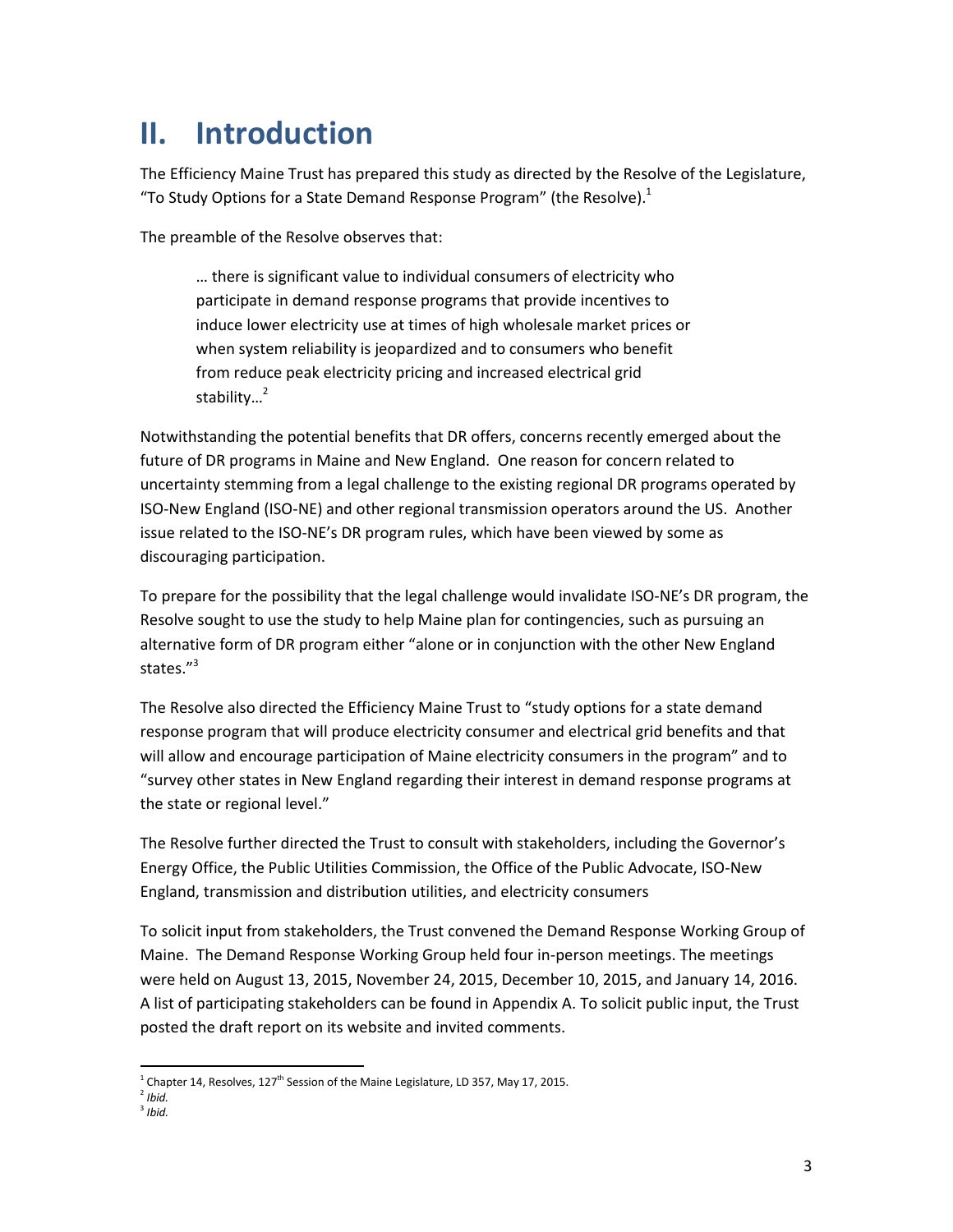# II. Introduction

The Efficiency Maine Trust has prepared this study as directed by the Resolve of the Legislature, "To Study Options for a State Demand Response Program" (the Resolve).[1]

The preamble of the Resolve observes that:

> … there is significant value to individual consumers of electricity who participate in demand response programs that provide incentives to induce lower electricity use at times of high wholesale market prices or when system reliability is jeopardized and to consumers who benefit from reduce peak electricity pricing and increased electrical grid stability…[2]

Notwithstanding the potential benefits that DR offers, concerns recently emerged about the future of DR programs in Maine and New England. One reason for concern related to uncertainty stemming from a legal challenge to the existing regional DR programs operated by ISO-New England (ISO-NE) and other regional transmission operators around the US. Another issue related to the ISO-NE's DR program rules, which have been viewed by some as discouraging participation.

To prepare for the possibility that the legal challenge would invalidate ISO-NE's DR program, the Resolve sought to use the study to help Maine plan for contingencies, such as pursuing an alternative form of DR program either "alone or in conjunction with the other New England states."[3]

The Resolve also directed the Efficiency Maine Trust to "study options for a state demand response program that will produce electricity consumer and electrical grid benefits and that will allow and encourage participation of Maine electricity consumers in the program" and to "survey other states in New England regarding their interest in demand response programs at the state or regional level."

The Resolve further directed the Trust to consult with stakeholders, including the Governor's Energy Office, the Public Utilities Commission, the Office of the Public Advocate, ISO-New England, transmission and distribution utilities, and electricity consumers

To solicit input from stakeholders, the Trust convened the Demand Response Working Group of Maine. The Demand Response Working Group held four in-person meetings. The meetings were held on August 13, 2015, November 24, 2015, December 10, 2015, and January 14, 2016. A list of participating stakeholders can be found in Appendix A. To solicit public input, the Trust posted the draft report on its website and invited comments.

---

[1] Chapter 14, Resolves, 127th Session of the Maine Legislature, LD 357, May 17, 2015.

[2] *Ibid.*

[3] *Ibid.*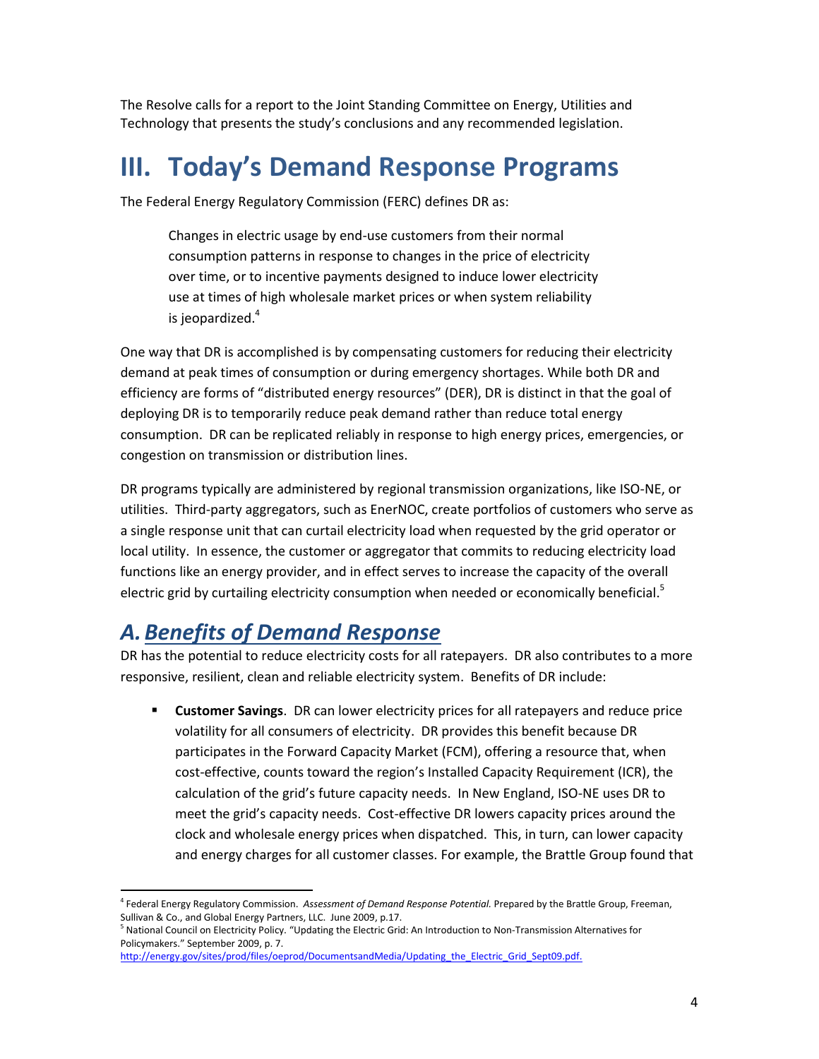The Resolve calls for a report to the Joint Standing Committee on Energy, Utilities and Technology that presents the study's conclusions and any recommended legislation.

# III. Today's Demand Response Programs

The Federal Energy Regulatory Commission (FERC) defines DR as:

> Changes in electric usage by end-use customers from their normal consumption patterns in response to changes in the price of electricity over time, or to incentive payments designed to induce lower electricity use at times of high wholesale market prices or when system reliability is jeopardized.[4]

One way that DR is accomplished is by compensating customers for reducing their electricity demand at peak times of consumption or during emergency shortages. While both DR and efficiency are forms of "distributed energy resources" (DER), DR is distinct in that the goal of deploying DR is to temporarily reduce peak demand rather than reduce total energy consumption. DR can be replicated reliably in response to high energy prices, emergencies, or congestion on transmission or distribution lines.

DR programs typically are administered by regional transmission organizations, like ISO-NE, or utilities. Third-party aggregators, such as EnerNOC, create portfolios of customers who serve as a single response unit that can curtail electricity load when requested by the grid operator or local utility. In essence, the customer or aggregator that commits to reducing electricity load functions like an energy provider, and in effect serves to increase the capacity of the overall electric grid by curtailing electricity consumption when needed or economically beneficial.[5]

## *A. Benefits of Demand Response*

DR has the potential to reduce electricity costs for all ratepayers. DR also contributes to a more responsive, resilient, clean and reliable electricity system. Benefits of DR include:

- **Customer Savings**. DR can lower electricity prices for all ratepayers and reduce price volatility for all consumers of electricity. DR provides this benefit because DR participates in the Forward Capacity Market (FCM), offering a resource that, when cost-effective, counts toward the region's Installed Capacity Requirement (ICR), the calculation of the grid's future capacity needs. In New England, ISO-NE uses DR to meet the grid's capacity needs. Cost-effective DR lowers capacity prices around the clock and wholesale energy prices when dispatched. This, in turn, can lower capacity and energy charges for all customer classes. For example, the Brattle Group found that

---

[4] Federal Energy Regulatory Commission. *Assessment of Demand Response Potential.* Prepared by the Brattle Group, Freeman, Sullivan & Co., and Global Energy Partners, LLC. June 2009, p.17.

[5] National Council on Electricity Policy. "Updating the Electric Grid: An Introduction to Non-Transmission Alternatives for Policymakers." September 2009, p. 7. http://energy.gov/sites/prod/files/oeprod/DocumentsandMedia/Updating_the_Electric_Grid_Sept09.pdf.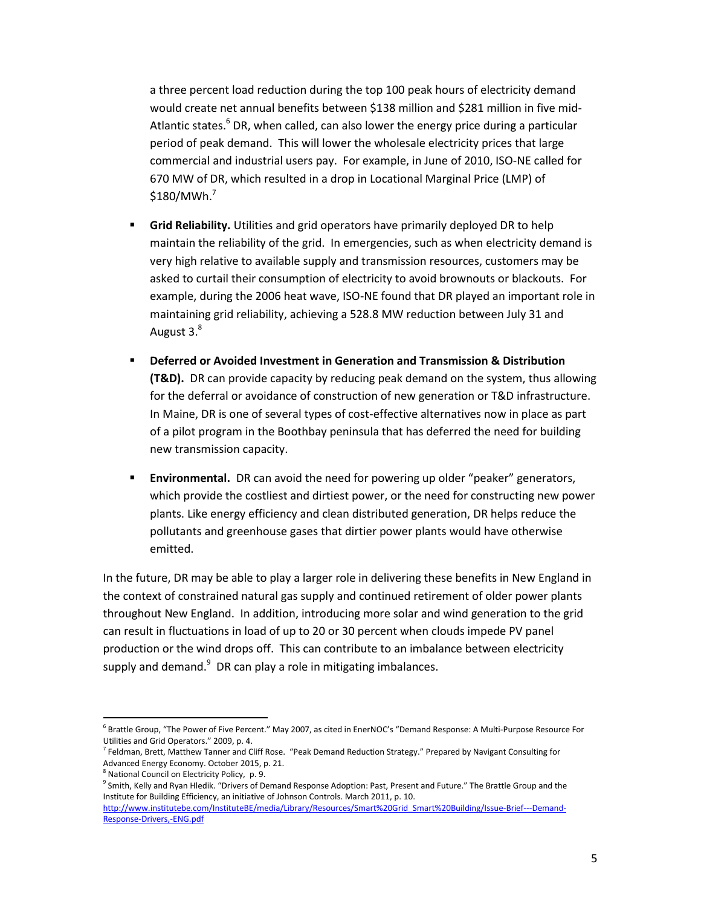a three percent load reduction during the top 100 peak hours of electricity demand would create net annual benefits between $138 million and $281 million in five mid-Atlantic states.[6] DR, when called, can also lower the energy price during a particular period of peak demand. This will lower the wholesale electricity prices that large commercial and industrial users pay. For example, in June of 2010, ISO-NE called for 670 MW of DR, which resulted in a drop in Locational Marginal Price (LMP) of $180/MWh.[7]

- **Grid Reliability.** Utilities and grid operators have primarily deployed DR to help maintain the reliability of the grid. In emergencies, such as when electricity demand is very high relative to available supply and transmission resources, customers may be asked to curtail their consumption of electricity to avoid brownouts or blackouts. For example, during the 2006 heat wave, ISO-NE found that DR played an important role in maintaining grid reliability, achieving a 528.8 MW reduction between July 31 and August 3.[8]

- **Deferred or Avoided Investment in Generation and Transmission & Distribution (T&D).** DR can provide capacity by reducing peak demand on the system, thus allowing for the deferral or avoidance of construction of new generation or T&D infrastructure. In Maine, DR is one of several types of cost-effective alternatives now in place as part of a pilot program in the Boothbay peninsula that has deferred the need for building new transmission capacity.

- **Environmental.** DR can avoid the need for powering up older "peaker" generators, which provide the costliest and dirtiest power, or the need for constructing new power plants. Like energy efficiency and clean distributed generation, DR helps reduce the pollutants and greenhouse gases that dirtier power plants would have otherwise emitted.

In the future, DR may be able to play a larger role in delivering these benefits in New England in the context of constrained natural gas supply and continued retirement of older power plants throughout New England. In addition, introducing more solar and wind generation to the grid can result in fluctuations in load of up to 20 or 30 percent when clouds impede PV panel production or the wind drops off. This can contribute to an imbalance between electricity supply and demand.[9] DR can play a role in mitigating imbalances.

---

[6] Brattle Group, "The Power of Five Percent." May 2007, as cited in EnerNOC's "Demand Response: A Multi-Purpose Resource For Utilities and Grid Operators." 2009, p. 4.

[7] Feldman, Brett, Matthew Tanner and Cliff Rose. "Peak Demand Reduction Strategy." Prepared by Navigant Consulting for Advanced Energy Economy. October 2015, p. 21.

[8] National Council on Electricity Policy, p. 9.

[9] Smith, Kelly and Ryan Hledik. "Drivers of Demand Response Adoption: Past, Present and Future." The Brattle Group and the Institute for Building Efficiency, an initiative of Johnson Controls. March 2011, p. 10. http://www.institutebe.com/InstituteBE/media/Library/Resources/Smart%20Grid_Smart%20Building/Issue-Brief---Demand-Response-Drivers,-ENG.pdf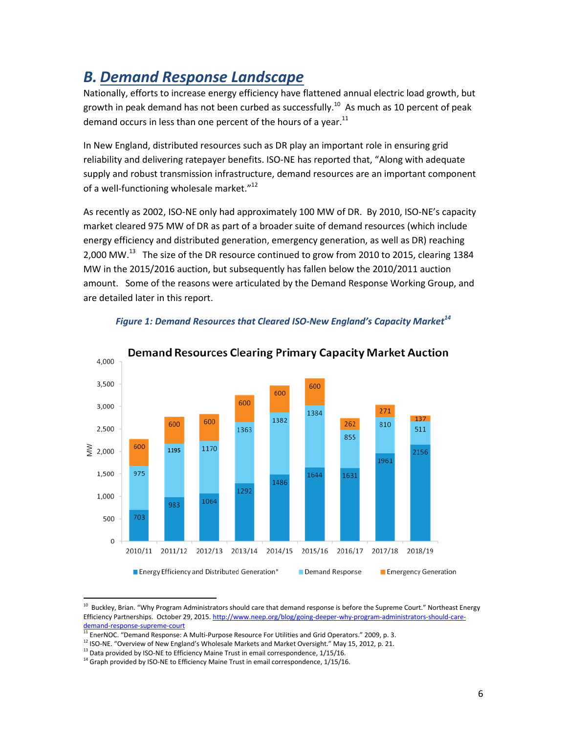## B. Demand Response Landscape

Nationally, efforts to increase energy efficiency have flattened annual electric load growth, but growth in peak demand has not been curbed as successfully.[10] As much as 10 percent of peak demand occurs in less than one percent of the hours of a year.[11]

In New England, distributed resources such as DR play an important role in ensuring grid reliability and delivering ratepayer benefits. ISO-NE has reported that, "Along with adequate supply and robust transmission infrastructure, demand resources are an important component of a well-functioning wholesale market."[12]

As recently as 2002, ISO-NE only had approximately 100 MW of DR. By 2010, ISO-NE's capacity market cleared 975 MW of DR as part of a broader suite of demand resources (which include energy efficiency and distributed generation, emergency generation, as well as DR) reaching 2,000 MW.[13] The size of the DR resource continued to grow from 2010 to 2015, clearing 1384 MW in the 2015/2016 auction, but subsequently has fallen below the 2010/2011 auction amount. Some of the reasons were articulated by the Demand Response Working Group, and are detailed later in this report.

*Figure 1: Demand Resources that Cleared ISO-New England's Capacity Market*[14]

**Demand Resources Clearing Primary Capacity Market Auction** (MW)

| Auction | Energy Efficiency and Distributed Generation* | Demand Response | Emergency Generation |
|---|---|---|---|
| 2010/11 | 703 | 975 | 600 |
| 2011/12 | 983 | 1195 | 600 |
| 2012/13 | 1064 | 1170 | 600 |
| 2013/14 | 1292 | 1363 | 600 |
| 2014/15 | 1486 | 1382 | 600 |
| 2015/16 | 1644 | 1384 | 600 |
| 2016/17 | 1631 | 855 | 262 |
| 2017/18 | 1961 | 810 | 271 |
| 2018/19 | 2156 | 511 | 137 |

---

[10] Buckley, Brian. "Why Program Administrators should care that demand response is before the Supreme Court." Northeast Energy Efficiency Partnerships. October 29, 2015. http://www.neep.org/blog/going-deeper-why-program-administrators-should-care-demand-response-supreme-court

[11] EnerNOC. "Demand Response: A Multi-Purpose Resource For Utilities and Grid Operators." 2009, p. 3.

[12] ISO-NE. "Overview of New England's Wholesale Markets and Market Oversight." May 15, 2012, p. 21.

[13] Data provided by ISO-NE to Efficiency Maine Trust in email correspondence, 1/15/16.

[14] Graph provided by ISO-NE to Efficiency Maine Trust in email correspondence, 1/15/16.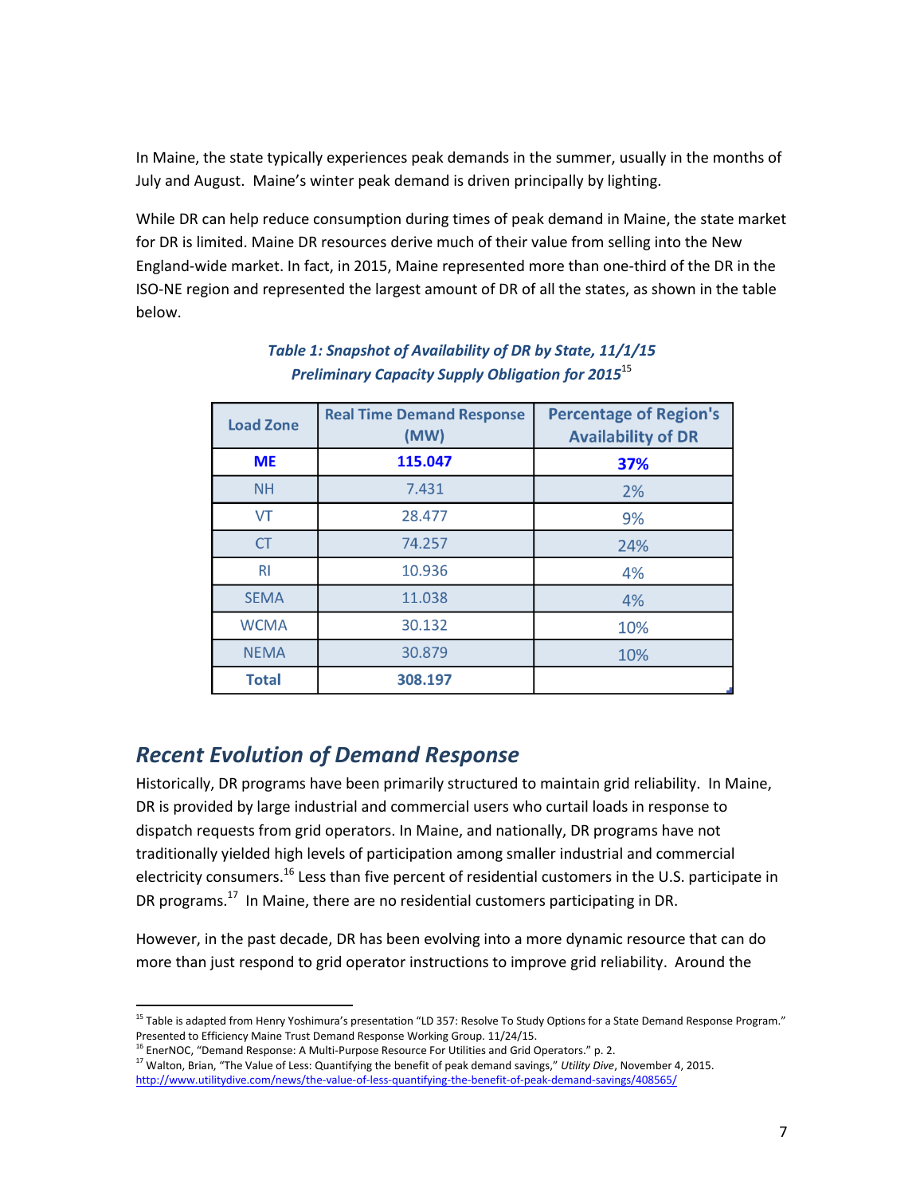In Maine, the state typically experiences peak demands in the summer, usually in the months of July and August. Maine's winter peak demand is driven principally by lighting.

While DR can help reduce consumption during times of peak demand in Maine, the state market for DR is limited. Maine DR resources derive much of their value from selling into the New England-wide market. In fact, in 2015, Maine represented more than one-third of the DR in the ISO-NE region and represented the largest amount of DR of all the states, as shown in the table below.

***Table 1: Snapshot of Availability of DR by State, 11/1/15 Preliminary Capacity Supply Obligation for 2015***[15]

| Load Zone | Real Time Demand Response (MW) | Percentage of Region's Availability of DR |
|---|---|---|
| **ME** | **115.047** | **37%** |
| NH | 7.431 | 2% |
| VT | 28.477 | 9% |
| CT | 74.257 | 24% |
| RI | 10.936 | 4% |
| SEMA | 11.038 | 4% |
| WCMA | 30.132 | 10% |
| NEMA | 30.879 | 10% |
| **Total** | **308.197** | |

## *Recent Evolution of Demand Response*

Historically, DR programs have been primarily structured to maintain grid reliability. In Maine, DR is provided by large industrial and commercial users who curtail loads in response to dispatch requests from grid operators. In Maine, and nationally, DR programs have not traditionally yielded high levels of participation among smaller industrial and commercial electricity consumers.[16] Less than five percent of residential customers in the U.S. participate in DR programs.[17] In Maine, there are no residential customers participating in DR.

However, in the past decade, DR has been evolving into a more dynamic resource that can do more than just respond to grid operator instructions to improve grid reliability. Around the

---

[15] Table is adapted from Henry Yoshimura's presentation "LD 357: Resolve To Study Options for a State Demand Response Program." Presented to Efficiency Maine Trust Demand Response Working Group. 11/24/15.

[16] EnerNOC, "Demand Response: A Multi-Purpose Resource For Utilities and Grid Operators." p. 2.

[17] Walton, Brian, "The Value of Less: Quantifying the benefit of peak demand savings," *Utility Dive*, November 4, 2015. http://www.utilitydive.com/news/the-value-of-less-quantifying-the-benefit-of-peak-demand-savings/408565/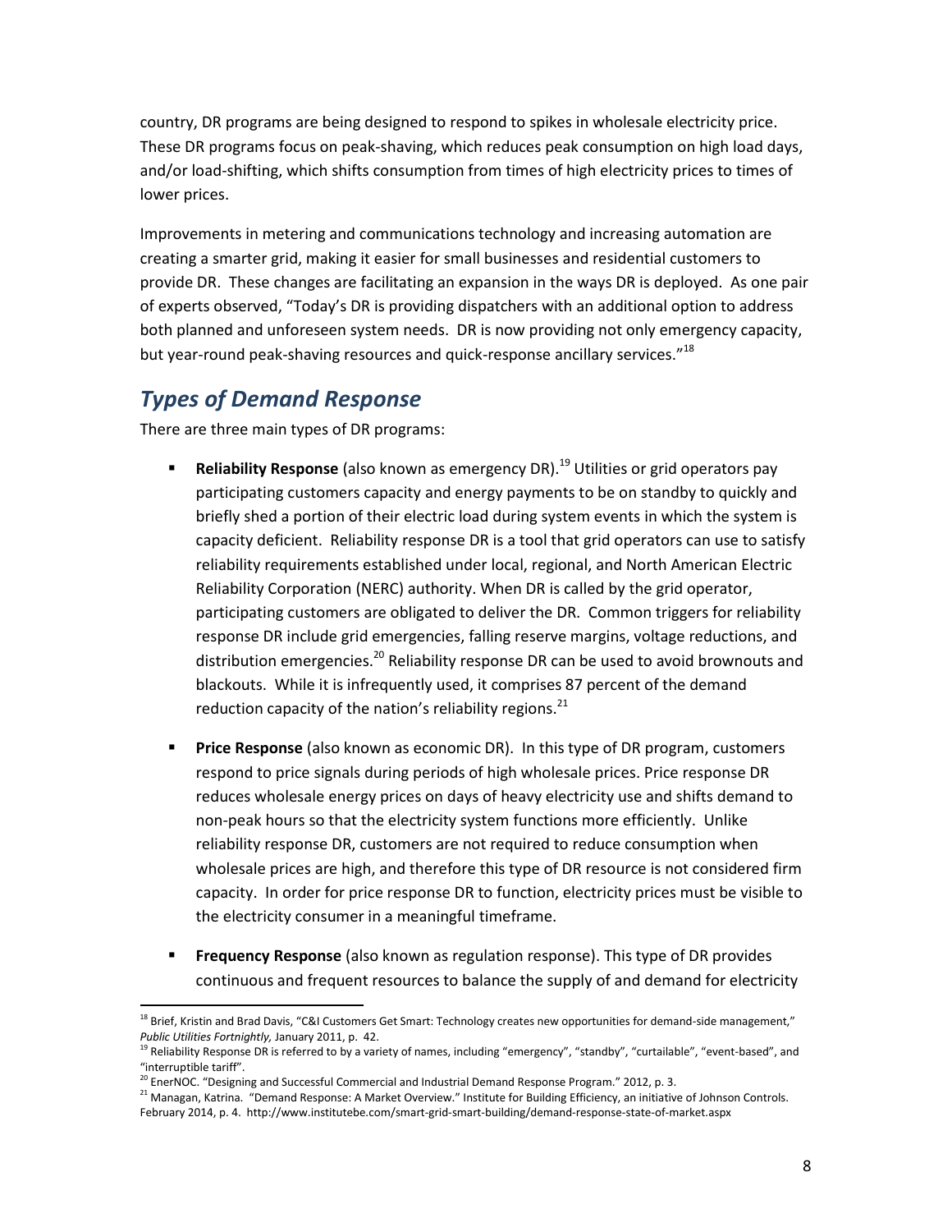country, DR programs are being designed to respond to spikes in wholesale electricity price. These DR programs focus on peak-shaving, which reduces peak consumption on high load days, and/or load-shifting, which shifts consumption from times of high electricity prices to times of lower prices.

Improvements in metering and communications technology and increasing automation are creating a smarter grid, making it easier for small businesses and residential customers to provide DR. These changes are facilitating an expansion in the ways DR is deployed. As one pair of experts observed, "Today's DR is providing dispatchers with an additional option to address both planned and unforeseen system needs. DR is now providing not only emergency capacity, but year-round peak-shaving resources and quick-response ancillary services."[18]

## *Types of Demand Response*

There are three main types of DR programs:

- **Reliability Response** (also known as emergency DR).[19] Utilities or grid operators pay participating customers capacity and energy payments to be on standby to quickly and briefly shed a portion of their electric load during system events in which the system is capacity deficient. Reliability response DR is a tool that grid operators can use to satisfy reliability requirements established under local, regional, and North American Electric Reliability Corporation (NERC) authority. When DR is called by the grid operator, participating customers are obligated to deliver the DR. Common triggers for reliability response DR include grid emergencies, falling reserve margins, voltage reductions, and distribution emergencies.[20] Reliability response DR can be used to avoid brownouts and blackouts. While it is infrequently used, it comprises 87 percent of the demand reduction capacity of the nation's reliability regions.[21]

- **Price Response** (also known as economic DR). In this type of DR program, customers respond to price signals during periods of high wholesale prices. Price response DR reduces wholesale energy prices on days of heavy electricity use and shifts demand to non-peak hours so that the electricity system functions more efficiently. Unlike reliability response DR, customers are not required to reduce consumption when wholesale prices are high, and therefore this type of DR resource is not considered firm capacity. In order for price response DR to function, electricity prices must be visible to the electricity consumer in a meaningful timeframe.

- **Frequency Response** (also known as regulation response). This type of DR provides continuous and frequent resources to balance the supply of and demand for electricity

---

[18] Brief, Kristin and Brad Davis, "C&I Customers Get Smart: Technology creates new opportunities for demand-side management," *Public Utilities Fortnightly,* January 2011, p. 42.

[19] Reliability Response DR is referred to by a variety of names, including "emergency", "standby", "curtailable", "event-based", and "interruptible tariff".

[20] EnerNOC. "Designing and Successful Commercial and Industrial Demand Response Program." 2012, p. 3.

[21] Managan, Katrina. "Demand Response: A Market Overview." Institute for Building Efficiency, an initiative of Johnson Controls. February 2014, p. 4. http://www.institutebe.com/smart-grid-smart-building/demand-response-state-of-market.aspx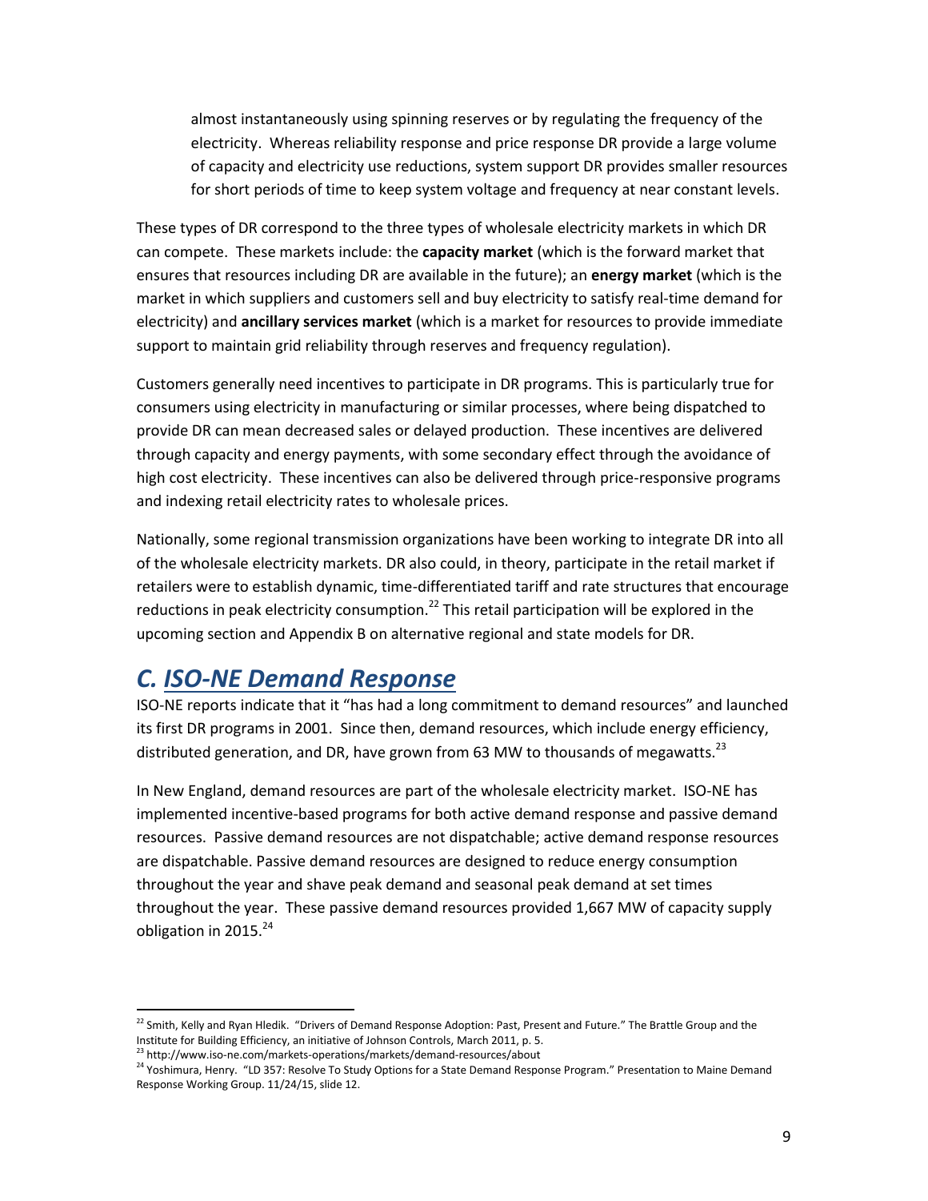almost instantaneously using spinning reserves or by regulating the frequency of the electricity. Whereas reliability response and price response DR provide a large volume of capacity and electricity use reductions, system support DR provides smaller resources for short periods of time to keep system voltage and frequency at near constant levels.

These types of DR correspond to the three types of wholesale electricity markets in which DR can compete. These markets include: the **capacity market** (which is the forward market that ensures that resources including DR are available in the future); an **energy market** (which is the market in which suppliers and customers sell and buy electricity to satisfy real-time demand for electricity) and **ancillary services market** (which is a market for resources to provide immediate support to maintain grid reliability through reserves and frequency regulation).

Customers generally need incentives to participate in DR programs. This is particularly true for consumers using electricity in manufacturing or similar processes, where being dispatched to provide DR can mean decreased sales or delayed production. These incentives are delivered through capacity and energy payments, with some secondary effect through the avoidance of high cost electricity. These incentives can also be delivered through price-responsive programs and indexing retail electricity rates to wholesale prices.

Nationally, some regional transmission organizations have been working to integrate DR into all of the wholesale electricity markets. DR also could, in theory, participate in the retail market if retailers were to establish dynamic, time-differentiated tariff and rate structures that encourage reductions in peak electricity consumption.[22] This retail participation will be explored in the upcoming section and Appendix B on alternative regional and state models for DR.

## *C. ISO-NE Demand Response*

ISO-NE reports indicate that it "has had a long commitment to demand resources" and launched its first DR programs in 2001. Since then, demand resources, which include energy efficiency, distributed generation, and DR, have grown from 63 MW to thousands of megawatts.[23]

In New England, demand resources are part of the wholesale electricity market. ISO-NE has implemented incentive-based programs for both active demand response and passive demand resources. Passive demand resources are not dispatchable; active demand response resources are dispatchable. Passive demand resources are designed to reduce energy consumption throughout the year and shave peak demand and seasonal peak demand at set times throughout the year. These passive demand resources provided 1,667 MW of capacity supply obligation in 2015.[24]

---

[22] Smith, Kelly and Ryan Hledik. "Drivers of Demand Response Adoption: Past, Present and Future." The Brattle Group and the Institute for Building Efficiency, an initiative of Johnson Controls, March 2011, p. 5.

[23] http://www.iso-ne.com/markets-operations/markets/demand-resources/about

[24] Yoshimura, Henry. "LD 357: Resolve To Study Options for a State Demand Response Program." Presentation to Maine Demand Response Working Group. 11/24/15, slide 12.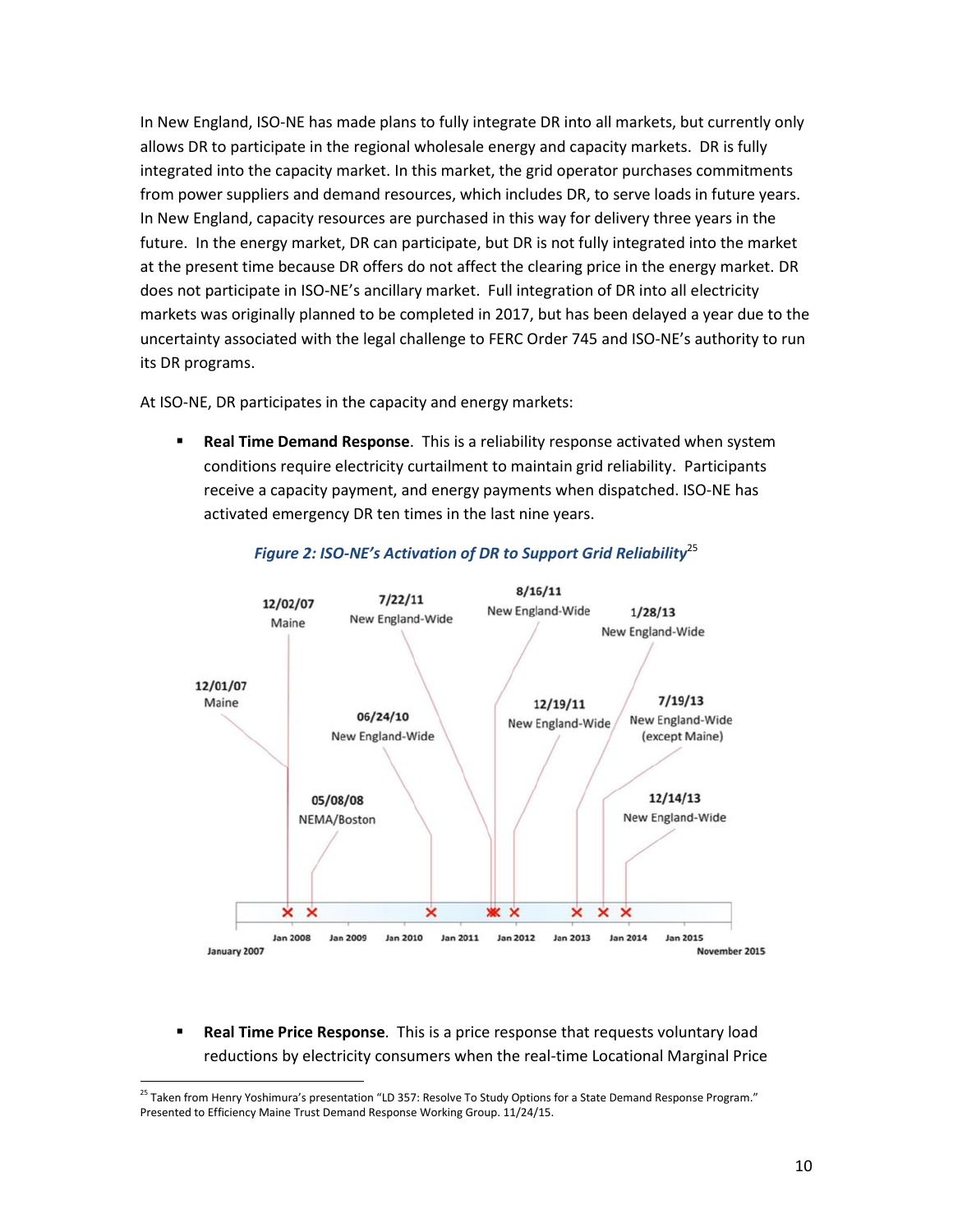In New England, ISO-NE has made plans to fully integrate DR into all markets, but currently only allows DR to participate in the regional wholesale energy and capacity markets. DR is fully integrated into the capacity market. In this market, the grid operator purchases commitments from power suppliers and demand resources, which includes DR, to serve loads in future years. In New England, capacity resources are purchased in this way for delivery three years in the future. In the energy market, DR can participate, but DR is not fully integrated into the market at the present time because DR offers do not affect the clearing price in the energy market. DR does not participate in ISO-NE's ancillary market. Full integration of DR into all electricity markets was originally planned to be completed in 2017, but has been delayed a year due to the uncertainty associated with the legal challenge to FERC Order 745 and ISO-NE's authority to run its DR programs.

At ISO-NE, DR participates in the capacity and energy markets:

- **Real Time Demand Response**. This is a reliability response activated when system conditions require electricity curtailment to maintain grid reliability. Participants receive a capacity payment, and energy payments when dispatched. ISO-NE has activated emergency DR ten times in the last nine years.

***Figure 2: ISO-NE's Activation of DR to Support Grid Reliability***[25]

- **Real Time Price Response**. This is a price response that requests voluntary load reductions by electricity consumers when the real-time Locational Marginal Price

[25] Taken from Henry Yoshimura's presentation "LD 357: Resolve To Study Options for a State Demand Response Program." Presented to Efficiency Maine Trust Demand Response Working Group. 11/24/15.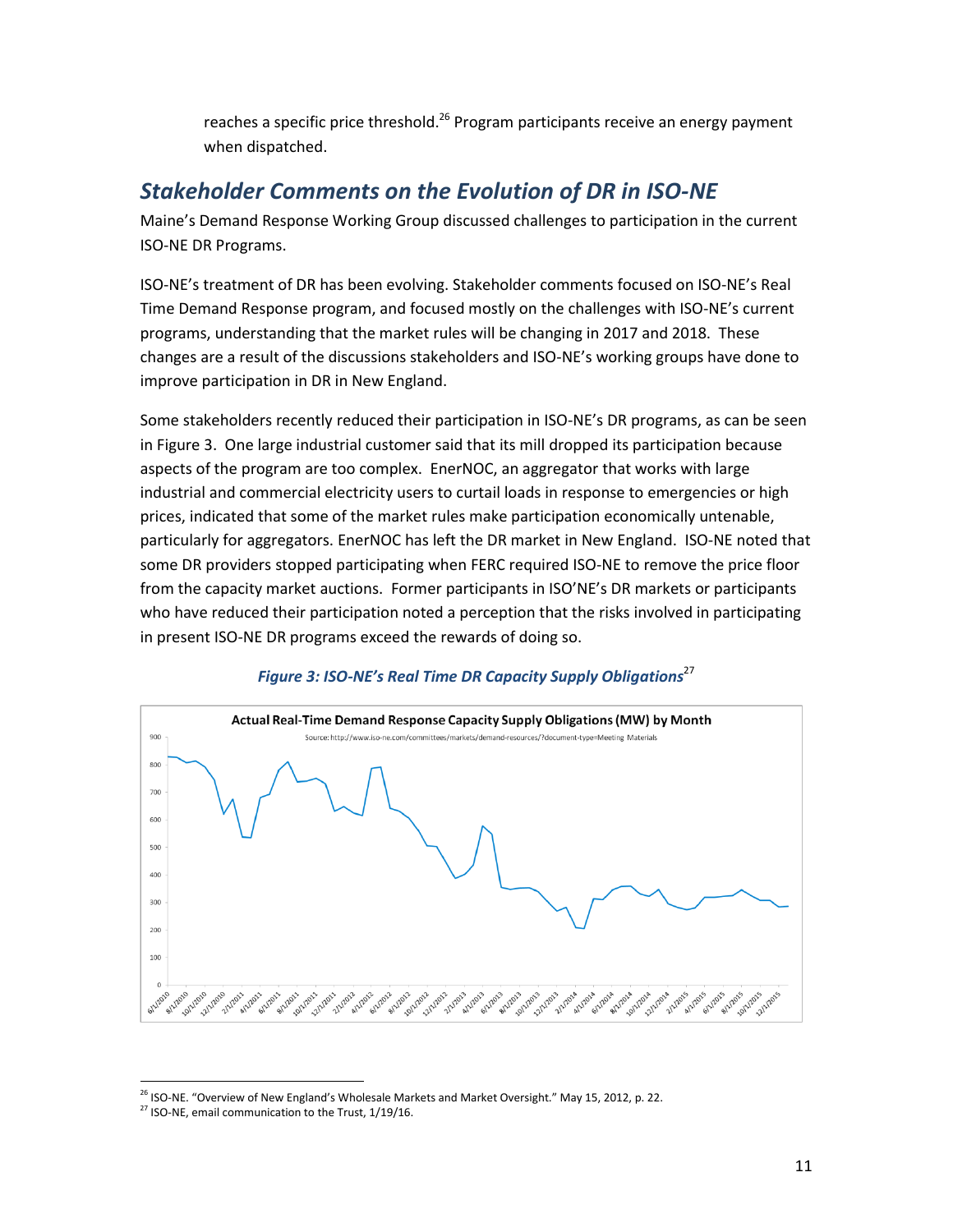reaches a specific price threshold.[26] Program participants receive an energy payment when dispatched.

## *Stakeholder Comments on the Evolution of DR in ISO-NE*

Maine's Demand Response Working Group discussed challenges to participation in the current ISO-NE DR Programs.

ISO-NE's treatment of DR has been evolving. Stakeholder comments focused on ISO-NE's Real Time Demand Response program, and focused mostly on the challenges with ISO-NE's current programs, understanding that the market rules will be changing in 2017 and 2018. These changes are a result of the discussions stakeholders and ISO-NE's working groups have done to improve participation in DR in New England.

Some stakeholders recently reduced their participation in ISO-NE's DR programs, as can be seen in Figure 3. One large industrial customer said that its mill dropped its participation because aspects of the program are too complex. EnerNOC, an aggregator that works with large industrial and commercial electricity users to curtail loads in response to emergencies or high prices, indicated that some of the market rules make participation economically untenable, particularly for aggregators. EnerNOC has left the DR market in New England. ISO-NE noted that some DR providers stopped participating when FERC required ISO-NE to remove the price floor from the capacity market auctions. Former participants in ISO'NE's DR markets or participants who have reduced their participation noted a perception that the risks involved in participating in present ISO-NE DR programs exceed the rewards of doing so.

*Figure 3: ISO-NE's Real Time DR Capacity Supply Obligations*[27]

[26] ISO-NE. "Overview of New England's Wholesale Markets and Market Oversight." May 15, 2012, p. 22.

[27] ISO-NE, email communication to the Trust, 1/19/16.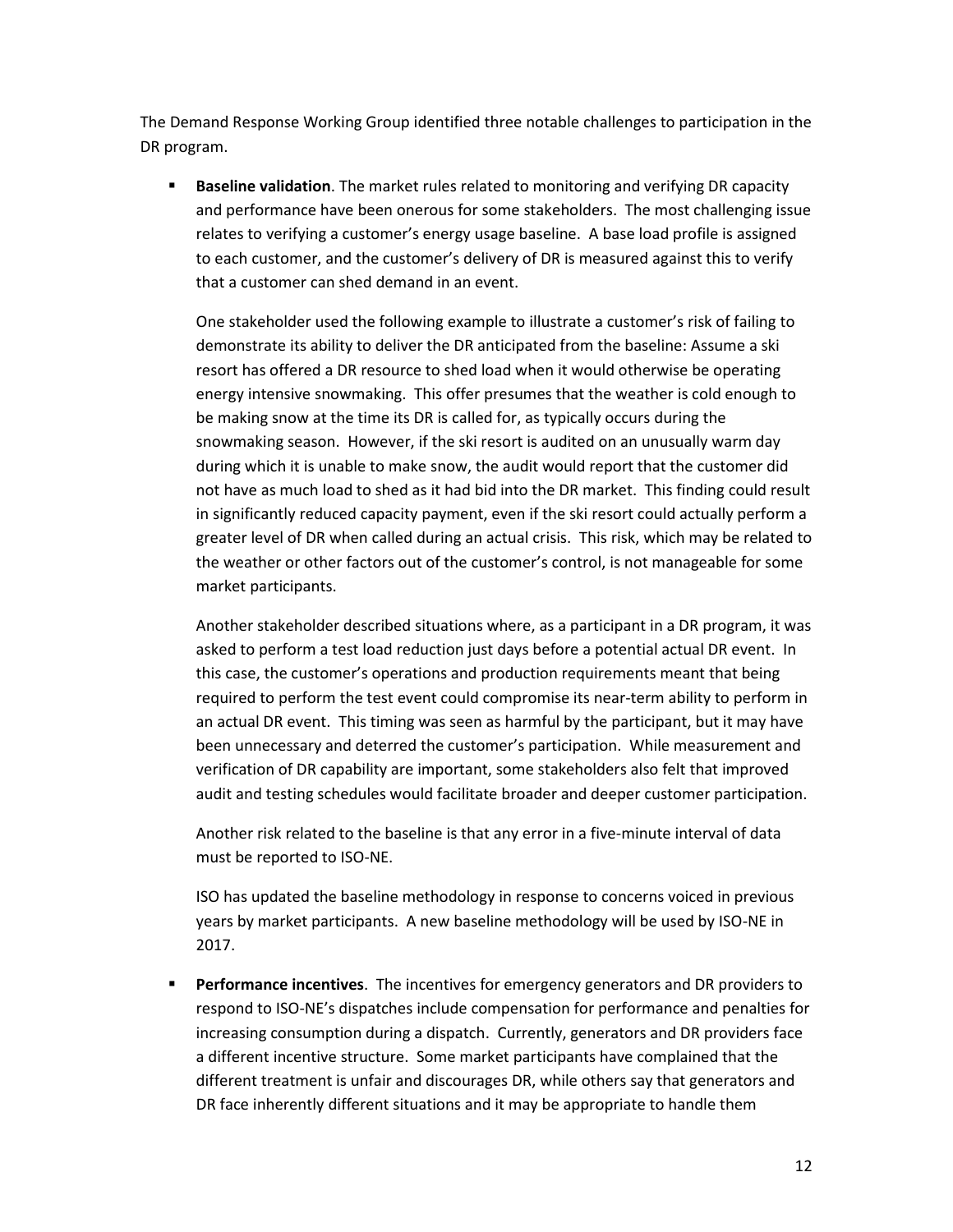The Demand Response Working Group identified three notable challenges to participation in the DR program.

- **Baseline validation**. The market rules related to monitoring and verifying DR capacity and performance have been onerous for some stakeholders. The most challenging issue relates to verifying a customer's energy usage baseline. A base load profile is assigned to each customer, and the customer's delivery of DR is measured against this to verify that a customer can shed demand in an event.

  One stakeholder used the following example to illustrate a customer's risk of failing to demonstrate its ability to deliver the DR anticipated from the baseline: Assume a ski resort has offered a DR resource to shed load when it would otherwise be operating energy intensive snowmaking. This offer presumes that the weather is cold enough to be making snow at the time its DR is called for, as typically occurs during the snowmaking season. However, if the ski resort is audited on an unusually warm day during which it is unable to make snow, the audit would report that the customer did not have as much load to shed as it had bid into the DR market. This finding could result in significantly reduced capacity payment, even if the ski resort could actually perform a greater level of DR when called during an actual crisis. This risk, which may be related to the weather or other factors out of the customer's control, is not manageable for some market participants.

  Another stakeholder described situations where, as a participant in a DR program, it was asked to perform a test load reduction just days before a potential actual DR event. In this case, the customer's operations and production requirements meant that being required to perform the test event could compromise its near-term ability to perform in an actual DR event. This timing was seen as harmful by the participant, but it may have been unnecessary and deterred the customer's participation. While measurement and verification of DR capability are important, some stakeholders also felt that improved audit and testing schedules would facilitate broader and deeper customer participation.

  Another risk related to the baseline is that any error in a five-minute interval of data must be reported to ISO-NE.

  ISO has updated the baseline methodology in response to concerns voiced in previous years by market participants. A new baseline methodology will be used by ISO-NE in 2017.

- **Performance incentives**. The incentives for emergency generators and DR providers to respond to ISO-NE's dispatches include compensation for performance and penalties for increasing consumption during a dispatch. Currently, generators and DR providers face a different incentive structure. Some market participants have complained that the different treatment is unfair and discourages DR, while others say that generators and DR face inherently different situations and it may be appropriate to handle them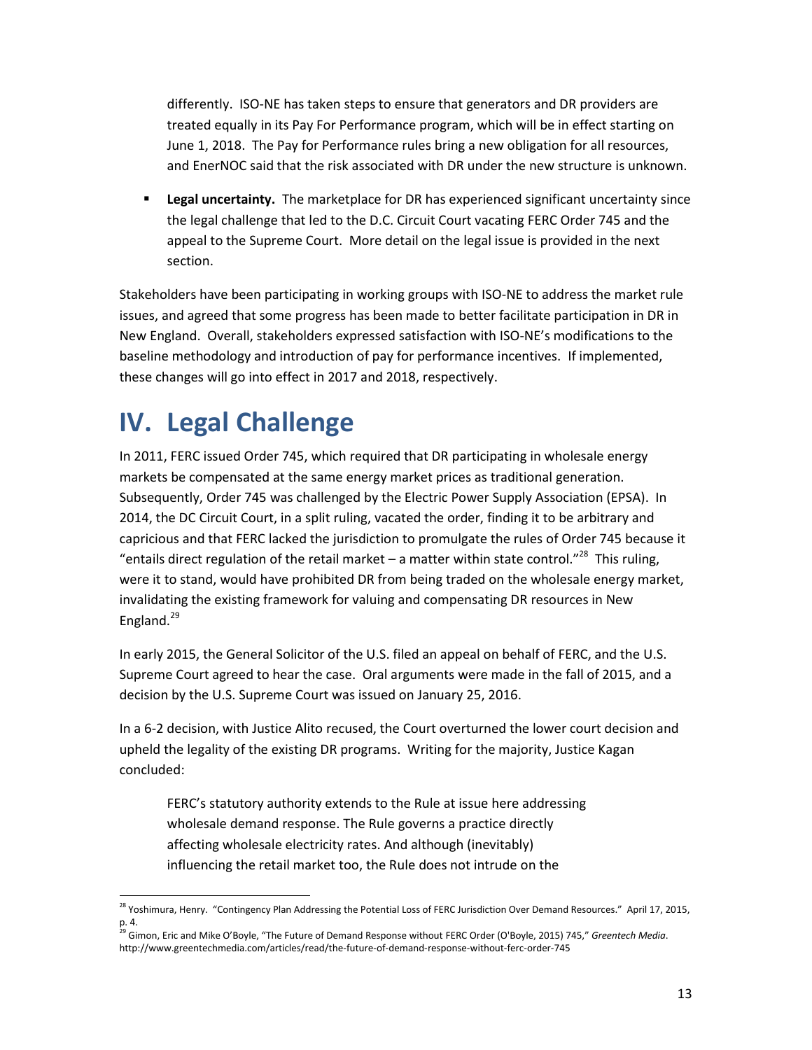differently. ISO-NE has taken steps to ensure that generators and DR providers are treated equally in its Pay For Performance program, which will be in effect starting on June 1, 2018. The Pay for Performance rules bring a new obligation for all resources, and EnerNOC said that the risk associated with DR under the new structure is unknown.

- **Legal uncertainty.** The marketplace for DR has experienced significant uncertainty since the legal challenge that led to the D.C. Circuit Court vacating FERC Order 745 and the appeal to the Supreme Court. More detail on the legal issue is provided in the next section.

Stakeholders have been participating in working groups with ISO-NE to address the market rule issues, and agreed that some progress has been made to better facilitate participation in DR in New England. Overall, stakeholders expressed satisfaction with ISO-NE's modifications to the baseline methodology and introduction of pay for performance incentives. If implemented, these changes will go into effect in 2017 and 2018, respectively.

# IV. Legal Challenge

In 2011, FERC issued Order 745, which required that DR participating in wholesale energy markets be compensated at the same energy market prices as traditional generation. Subsequently, Order 745 was challenged by the Electric Power Supply Association (EPSA). In 2014, the DC Circuit Court, in a split ruling, vacated the order, finding it to be arbitrary and capricious and that FERC lacked the jurisdiction to promulgate the rules of Order 745 because it "entails direct regulation of the retail market – a matter within state control."[28] This ruling, were it to stand, would have prohibited DR from being traded on the wholesale energy market, invalidating the existing framework for valuing and compensating DR resources in New England.[29]

In early 2015, the General Solicitor of the U.S. filed an appeal on behalf of FERC, and the U.S. Supreme Court agreed to hear the case. Oral arguments were made in the fall of 2015, and a decision by the U.S. Supreme Court was issued on January 25, 2016.

In a 6-2 decision, with Justice Alito recused, the Court overturned the lower court decision and upheld the legality of the existing DR programs. Writing for the majority, Justice Kagan concluded:

> FERC's statutory authority extends to the Rule at issue here addressing wholesale demand response. The Rule governs a practice directly affecting wholesale electricity rates. And although (inevitably) influencing the retail market too, the Rule does not intrude on the

[28] Yoshimura, Henry. "Contingency Plan Addressing the Potential Loss of FERC Jurisdiction Over Demand Resources." April 17, 2015, p. 4.

[29] Gimon, Eric and Mike O'Boyle, "The Future of Demand Response without FERC Order (O'Boyle, 2015) 745," *Greentech Media*. http://www.greentechmedia.com/articles/read/the-future-of-demand-response-without-ferc-order-745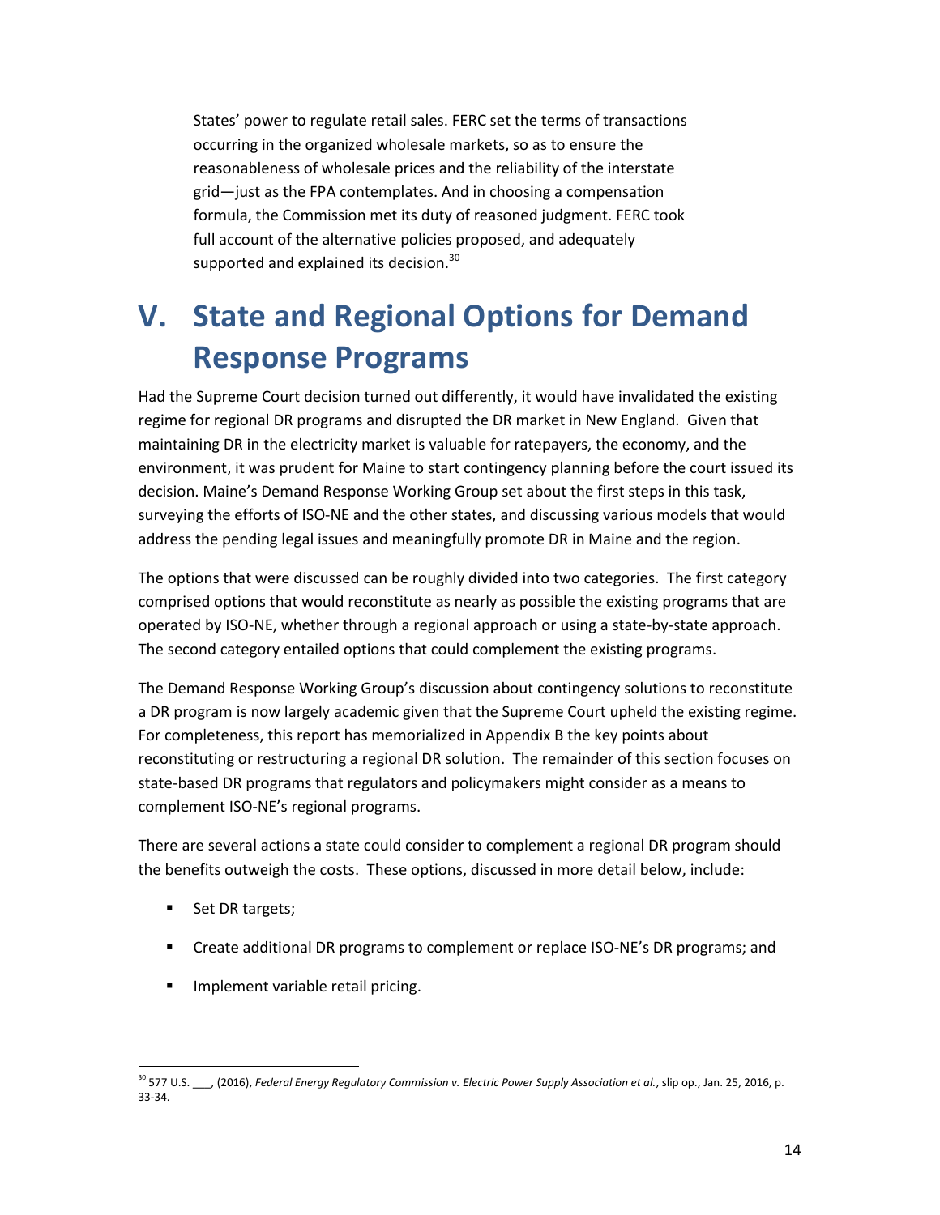States' power to regulate retail sales. FERC set the terms of transactions occurring in the organized wholesale markets, so as to ensure the reasonableness of wholesale prices and the reliability of the interstate grid—just as the FPA contemplates. And in choosing a compensation formula, the Commission met its duty of reasoned judgment. FERC took full account of the alternative policies proposed, and adequately supported and explained its decision.[30]

# V. State and Regional Options for Demand Response Programs

Had the Supreme Court decision turned out differently, it would have invalidated the existing regime for regional DR programs and disrupted the DR market in New England. Given that maintaining DR in the electricity market is valuable for ratepayers, the economy, and the environment, it was prudent for Maine to start contingency planning before the court issued its decision. Maine's Demand Response Working Group set about the first steps in this task, surveying the efforts of ISO-NE and the other states, and discussing various models that would address the pending legal issues and meaningfully promote DR in Maine and the region.

The options that were discussed can be roughly divided into two categories. The first category comprised options that would reconstitute as nearly as possible the existing programs that are operated by ISO-NE, whether through a regional approach or using a state-by-state approach. The second category entailed options that could complement the existing programs.

The Demand Response Working Group's discussion about contingency solutions to reconstitute a DR program is now largely academic given that the Supreme Court upheld the existing regime. For completeness, this report has memorialized in Appendix B the key points about reconstituting or restructuring a regional DR solution. The remainder of this section focuses on state-based DR programs that regulators and policymakers might consider as a means to complement ISO-NE's regional programs.

There are several actions a state could consider to complement a regional DR program should the benefits outweigh the costs. These options, discussed in more detail below, include:

- Set DR targets;
- Create additional DR programs to complement or replace ISO-NE's DR programs; and
- Implement variable retail pricing.

---

[30] 577 U.S. ___, (2016), *Federal Energy Regulatory Commission v. Electric Power Supply Association et al.*, slip op., Jan. 25, 2016, p. 33-34.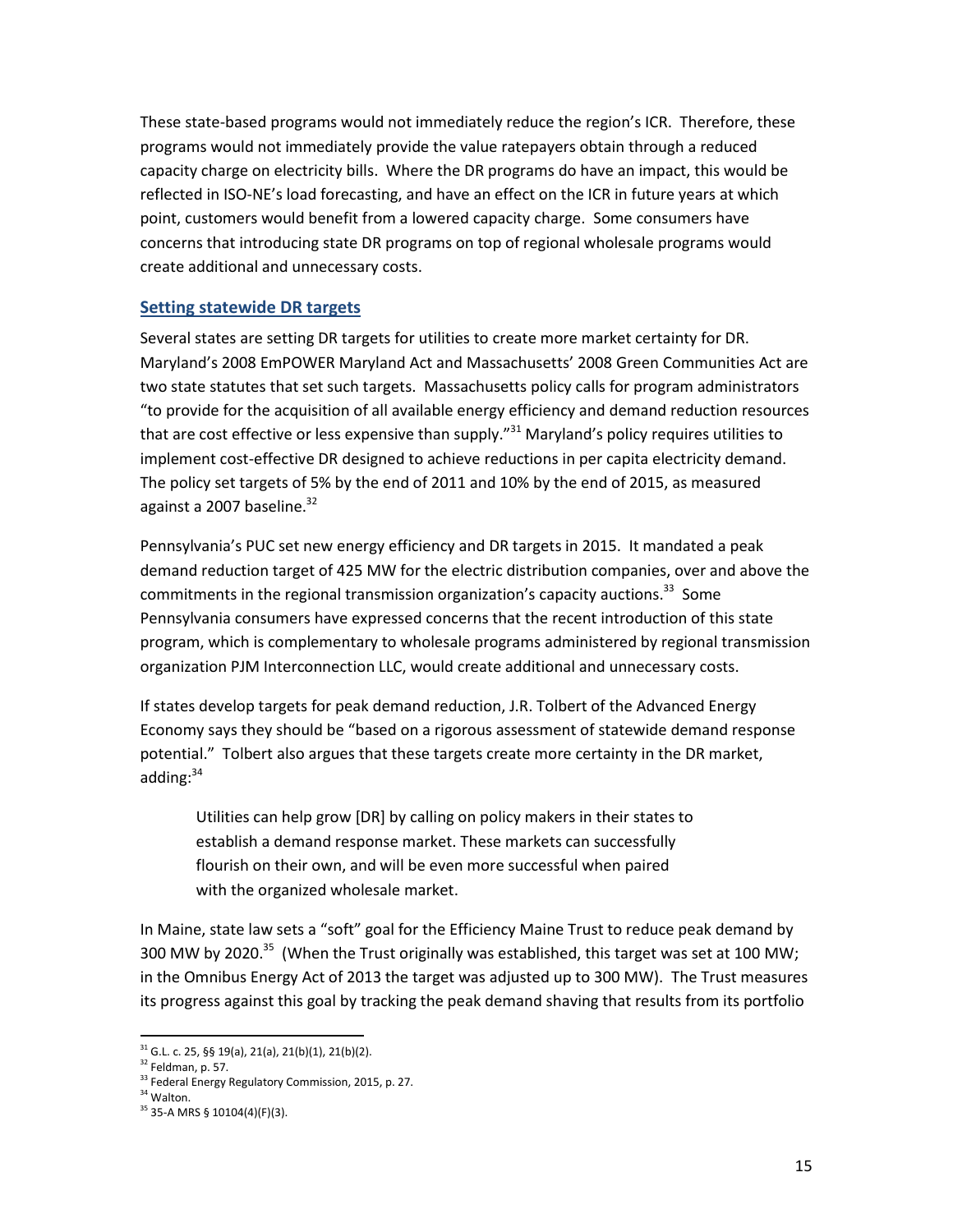These state-based programs would not immediately reduce the region's ICR. Therefore, these programs would not immediately provide the value ratepayers obtain through a reduced capacity charge on electricity bills. Where the DR programs do have an impact, this would be reflected in ISO-NE's load forecasting, and have an effect on the ICR in future years at which point, customers would benefit from a lowered capacity charge. Some consumers have concerns that introducing state DR programs on top of regional wholesale programs would create additional and unnecessary costs.

### Setting statewide DR targets

Several states are setting DR targets for utilities to create more market certainty for DR. Maryland's 2008 EmPOWER Maryland Act and Massachusetts' 2008 Green Communities Act are two state statutes that set such targets. Massachusetts policy calls for program administrators "to provide for the acquisition of all available energy efficiency and demand reduction resources that are cost effective or less expensive than supply."[31] Maryland's policy requires utilities to implement cost-effective DR designed to achieve reductions in per capita electricity demand. The policy set targets of 5% by the end of 2011 and 10% by the end of 2015, as measured against a 2007 baseline.[32]

Pennsylvania's PUC set new energy efficiency and DR targets in 2015. It mandated a peak demand reduction target of 425 MW for the electric distribution companies, over and above the commitments in the regional transmission organization's capacity auctions.[33] Some Pennsylvania consumers have expressed concerns that the recent introduction of this state program, which is complementary to wholesale programs administered by regional transmission organization PJM Interconnection LLC, would create additional and unnecessary costs.

If states develop targets for peak demand reduction, J.R. Tolbert of the Advanced Energy Economy says they should be "based on a rigorous assessment of statewide demand response potential." Tolbert also argues that these targets create more certainty in the DR market, adding:[34]

> Utilities can help grow [DR] by calling on policy makers in their states to establish a demand response market. These markets can successfully flourish on their own, and will be even more successful when paired with the organized wholesale market.

In Maine, state law sets a "soft" goal for the Efficiency Maine Trust to reduce peak demand by 300 MW by 2020.[35] (When the Trust originally was established, this target was set at 100 MW; in the Omnibus Energy Act of 2013 the target was adjusted up to 300 MW). The Trust measures its progress against this goal by tracking the peak demand shaving that results from its portfolio

---

[31] G.L. c. 25, §§ 19(a), 21(a), 21(b)(1), 21(b)(2).
[32] Feldman, p. 57.
[33] Federal Energy Regulatory Commission, 2015, p. 27.
[34] Walton.
[35] 35-A MRS § 10104(4)(F)(3).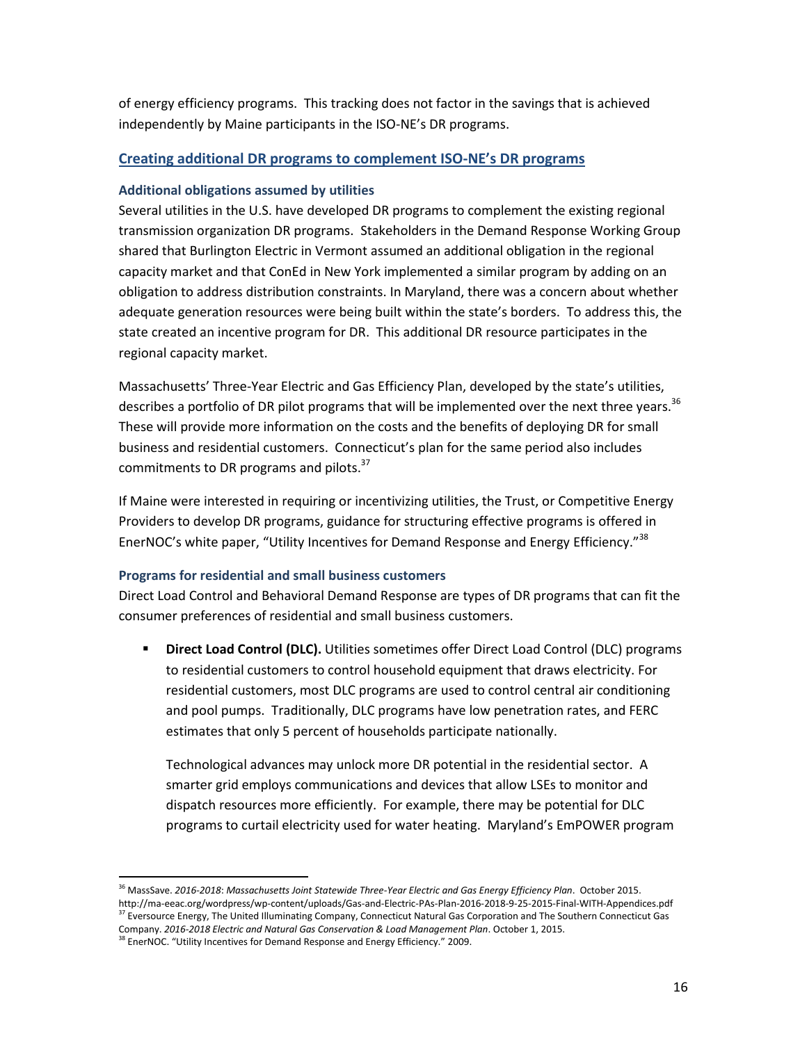of energy efficiency programs. This tracking does not factor in the savings that is achieved independently by Maine participants in the ISO-NE's DR programs.

## Creating additional DR programs to complement ISO-NE's DR programs

### Additional obligations assumed by utilities

Several utilities in the U.S. have developed DR programs to complement the existing regional transmission organization DR programs. Stakeholders in the Demand Response Working Group shared that Burlington Electric in Vermont assumed an additional obligation in the regional capacity market and that ConEd in New York implemented a similar program by adding on an obligation to address distribution constraints. In Maryland, there was a concern about whether adequate generation resources were being built within the state's borders. To address this, the state created an incentive program for DR. This additional DR resource participates in the regional capacity market.

Massachusetts' Three-Year Electric and Gas Efficiency Plan, developed by the state's utilities, describes a portfolio of DR pilot programs that will be implemented over the next three years.[36] These will provide more information on the costs and the benefits of deploying DR for small business and residential customers. Connecticut's plan for the same period also includes commitments to DR programs and pilots.[37]

If Maine were interested in requiring or incentivizing utilities, the Trust, or Competitive Energy Providers to develop DR programs, guidance for structuring effective programs is offered in EnerNOC's white paper, "Utility Incentives for Demand Response and Energy Efficiency."[38]

### Programs for residential and small business customers

Direct Load Control and Behavioral Demand Response are types of DR programs that can fit the consumer preferences of residential and small business customers.

- **Direct Load Control (DLC).** Utilities sometimes offer Direct Load Control (DLC) programs to residential customers to control household equipment that draws electricity. For residential customers, most DLC programs are used to control central air conditioning and pool pumps. Traditionally, DLC programs have low penetration rates, and FERC estimates that only 5 percent of households participate nationally.

  Technological advances may unlock more DR potential in the residential sector. A smarter grid employs communications and devices that allow LSEs to monitor and dispatch resources more efficiently. For example, there may be potential for DLC programs to curtail electricity used for water heating. Maryland's EmPOWER program

---

[36] MassSave. *2016-2018*: *Massachusetts Joint Statewide Three-Year Electric and Gas Energy Efficiency Plan*. October 2015. http://ma-eeac.org/wordpress/wp-content/uploads/Gas-and-Electric-PAs-Plan-2016-2018-9-25-2015-Final-WITH-Appendices.pdf

[37] Eversource Energy, The United Illuminating Company, Connecticut Natural Gas Corporation and The Southern Connecticut Gas Company. *2016-2018 Electric and Natural Gas Conservation & Load Management Plan*. October 1, 2015.

[38] EnerNOC. "Utility Incentives for Demand Response and Energy Efficiency." 2009.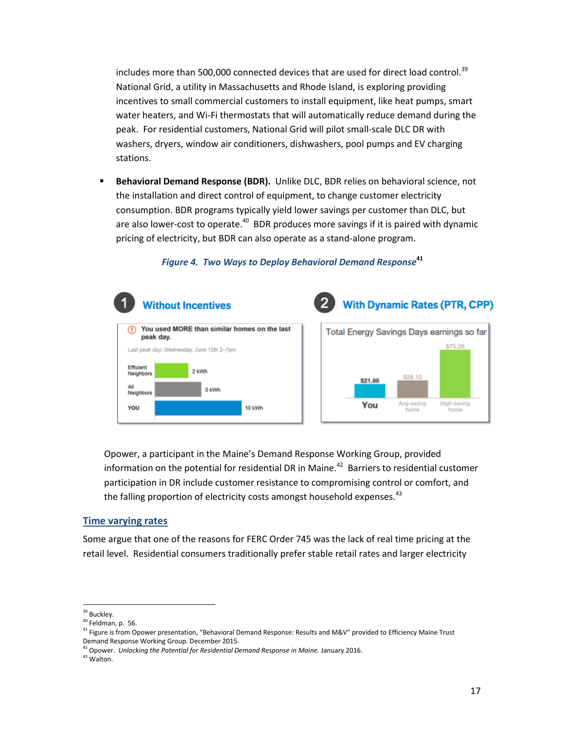includes more than 500,000 connected devices that are used for direct load control.[39] National Grid, a utility in Massachusetts and Rhode Island, is exploring providing incentives to small commercial customers to install equipment, like heat pumps, smart water heaters, and Wi-Fi thermostats that will automatically reduce demand during the peak. For residential customers, National Grid will pilot small-scale DLC DR with washers, dryers, window air conditioners, dishwashers, pool pumps and EV charging stations.

- **Behavioral Demand Response (BDR).** Unlike DLC, BDR relies on behavioral science, not the installation and direct control of equipment, to change customer electricity consumption. BDR programs typically yield lower savings per customer than DLC, but are also lower-cost to operate.[40] BDR produces more savings if it is paired with dynamic pricing of electricity, but BDR can also operate as a stand-alone program.

*Figure 4. Two Ways to Deploy Behavioral Demand Response*[41]

**1 Without Incentives**

You used MORE than similar homes on the last peak day.

Last peak day: Wednesday, June 12th 2–7pm

| | |
|---|---|
| Efficient Neighbors | 2 kWh |
| All Neighbors | 5 kWh |
| YOU | 10 kWh |

**2 With Dynamic Rates (PTR, CPP)**

Total Energy Savings Days earnings so far

| You | Avg-saving home | High-saving home |
|---|---|---|
| $21.88 | $28.10 | $75.26 |

Opower, a participant in the Maine's Demand Response Working Group, provided information on the potential for residential DR in Maine.[42] Barriers to residential customer participation in DR include customer resistance to compromising control or comfort, and the falling proportion of electricity costs amongst household expenses.[43]

## Time varying rates

Some argue that one of the reasons for FERC Order 745 was the lack of real time pricing at the retail level. Residential consumers traditionally prefer stable retail rates and larger electricity

---

[39] Buckley.

[40] Feldman, p. 56.

[41] Figure is from Opower presentation, "Behavioral Demand Response: Results and M&V" provided to Efficiency Maine Trust Demand Response Working Group. December 2015.

[42] Opower. *Unlocking the Potential for Residential Demand Response in Maine.* January 2016.

[43] Walton.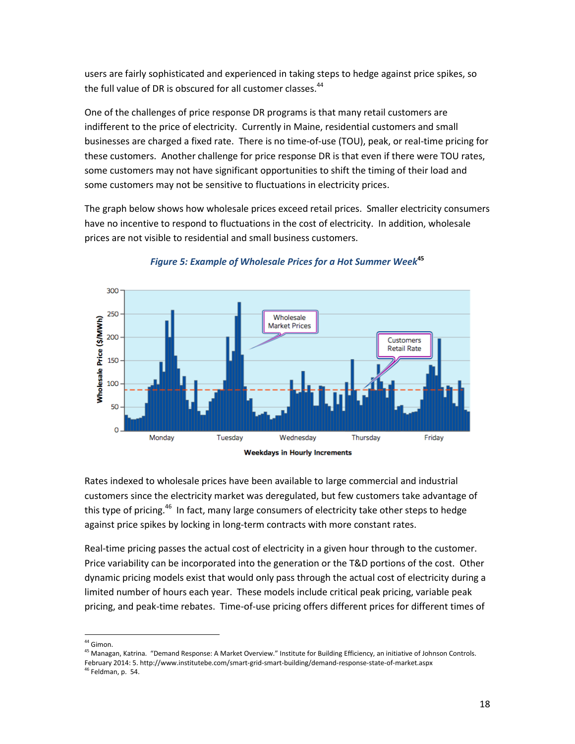users are fairly sophisticated and experienced in taking steps to hedge against price spikes, so the full value of DR is obscured for all customer classes.[44]

One of the challenges of price response DR programs is that many retail customers are indifferent to the price of electricity. Currently in Maine, residential customers and small businesses are charged a fixed rate. There is no time-of-use (TOU), peak, or real-time pricing for these customers. Another challenge for price response DR is that even if there were TOU rates, some customers may not have significant opportunities to shift the timing of their load and some customers may not be sensitive to fluctuations in electricity prices.

The graph below shows how wholesale prices exceed retail prices. Smaller electricity consumers have no incentive to respond to fluctuations in the cost of electricity. In addition, wholesale prices are not visible to residential and small business customers.

***Figure 5: Example of Wholesale Prices for a Hot Summer Week*[45]**

Rates indexed to wholesale prices have been available to large commercial and industrial customers since the electricity market was deregulated, but few customers take advantage of this type of pricing.[46] In fact, many large consumers of electricity take other steps to hedge against price spikes by locking in long-term contracts with more constant rates.

Real-time pricing passes the actual cost of electricity in a given hour through to the customer. Price variability can be incorporated into the generation or the T&D portions of the cost. Other dynamic pricing models exist that would only pass through the actual cost of electricity during a limited number of hours each year. These models include critical peak pricing, variable peak pricing, and peak-time rebates. Time-of-use pricing offers different prices for different times of

---

[44] Gimon.

[45] Managan, Katrina. "Demand Response: A Market Overview." Institute for Building Efficiency, an initiative of Johnson Controls. February 2014: 5. http://www.institutebe.com/smart-grid-smart-building/demand-response-state-of-market.aspx

[46] Feldman, p. 54.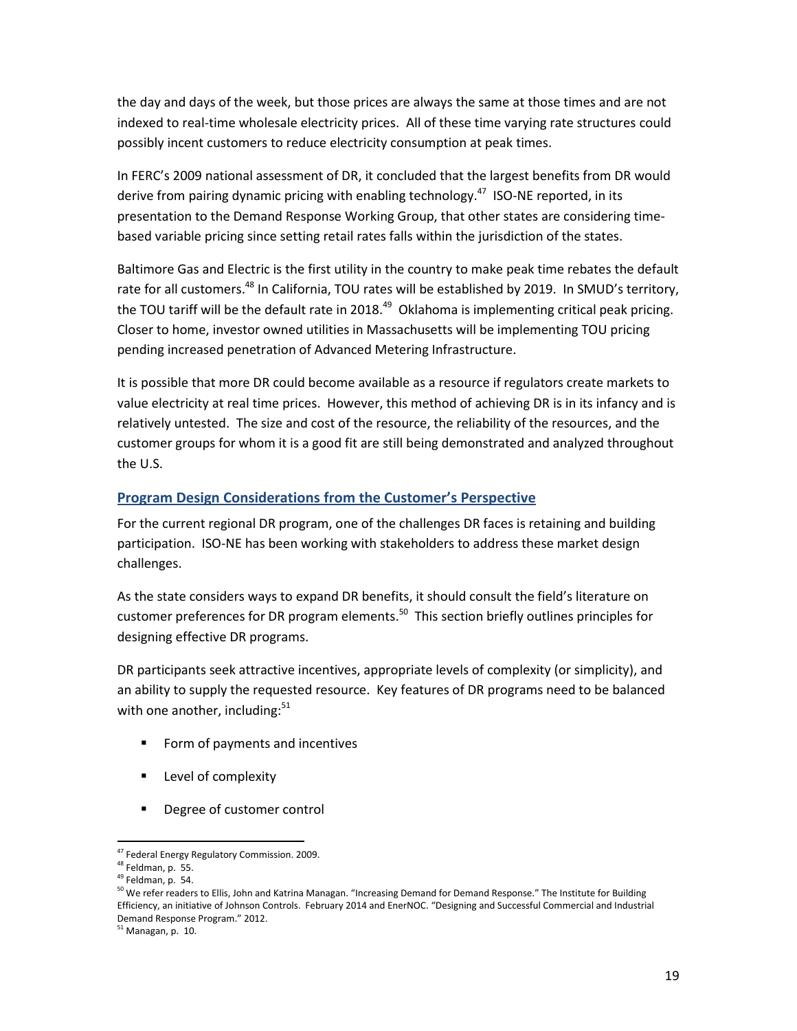the day and days of the week, but those prices are always the same at those times and are not indexed to real-time wholesale electricity prices. All of these time varying rate structures could possibly incent customers to reduce electricity consumption at peak times.

In FERC's 2009 national assessment of DR, it concluded that the largest benefits from DR would derive from pairing dynamic pricing with enabling technology.[47] ISO-NE reported, in its presentation to the Demand Response Working Group, that other states are considering time-based variable pricing since setting retail rates falls within the jurisdiction of the states.

Baltimore Gas and Electric is the first utility in the country to make peak time rebates the default rate for all customers.[48] In California, TOU rates will be established by 2019. In SMUD's territory, the TOU tariff will be the default rate in 2018.[49] Oklahoma is implementing critical peak pricing. Closer to home, investor owned utilities in Massachusetts will be implementing TOU pricing pending increased penetration of Advanced Metering Infrastructure.

It is possible that more DR could become available as a resource if regulators create markets to value electricity at real time prices. However, this method of achieving DR is in its infancy and is relatively untested. The size and cost of the resource, the reliability of the resources, and the customer groups for whom it is a good fit are still being demonstrated and analyzed throughout the U.S.

## Program Design Considerations from the Customer's Perspective

For the current regional DR program, one of the challenges DR faces is retaining and building participation. ISO-NE has been working with stakeholders to address these market design challenges.

As the state considers ways to expand DR benefits, it should consult the field's literature on customer preferences for DR program elements.[50] This section briefly outlines principles for designing effective DR programs.

DR participants seek attractive incentives, appropriate levels of complexity (or simplicity), and an ability to supply the requested resource. Key features of DR programs need to be balanced with one another, including:[51]

- Form of payments and incentives
- Level of complexity
- Degree of customer control

---

[47] Federal Energy Regulatory Commission. 2009.

[48] Feldman, p. 55.

[49] Feldman, p. 54.

[50] We refer readers to Ellis, John and Katrina Managan. "Increasing Demand for Demand Response." The Institute for Building Efficiency, an initiative of Johnson Controls. February 2014 and EnerNOC. "Designing and Successful Commercial and Industrial Demand Response Program." 2012.

[51] Managan, p. 10.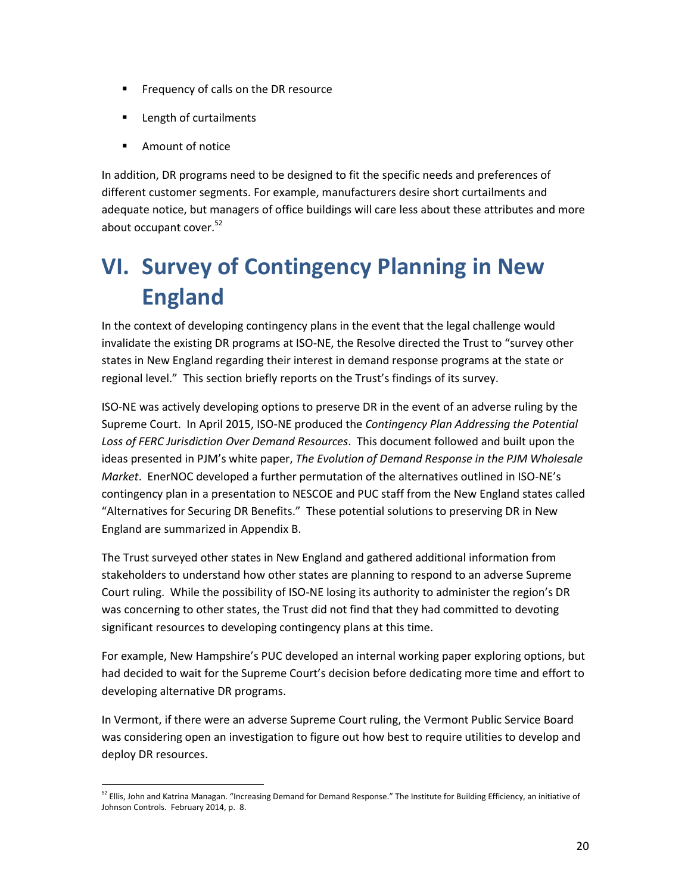- Frequency of calls on the DR resource
- Length of curtailments
- Amount of notice

In addition, DR programs need to be designed to fit the specific needs and preferences of different customer segments. For example, manufacturers desire short curtailments and adequate notice, but managers of office buildings will care less about these attributes and more about occupant cover.[52]

# VI. Survey of Contingency Planning in New England

In the context of developing contingency plans in the event that the legal challenge would invalidate the existing DR programs at ISO-NE, the Resolve directed the Trust to "survey other states in New England regarding their interest in demand response programs at the state or regional level." This section briefly reports on the Trust's findings of its survey.

ISO-NE was actively developing options to preserve DR in the event of an adverse ruling by the Supreme Court. In April 2015, ISO-NE produced the *Contingency Plan Addressing the Potential Loss of FERC Jurisdiction Over Demand Resources*. This document followed and built upon the ideas presented in PJM's white paper, *The Evolution of Demand Response in the PJM Wholesale Market*. EnerNOC developed a further permutation of the alternatives outlined in ISO-NE's contingency plan in a presentation to NESCOE and PUC staff from the New England states called "Alternatives for Securing DR Benefits." These potential solutions to preserving DR in New England are summarized in Appendix B.

The Trust surveyed other states in New England and gathered additional information from stakeholders to understand how other states are planning to respond to an adverse Supreme Court ruling. While the possibility of ISO-NE losing its authority to administer the region's DR was concerning to other states, the Trust did not find that they had committed to devoting significant resources to developing contingency plans at this time.

For example, New Hampshire's PUC developed an internal working paper exploring options, but had decided to wait for the Supreme Court's decision before dedicating more time and effort to developing alternative DR programs.

In Vermont, if there were an adverse Supreme Court ruling, the Vermont Public Service Board was considering open an investigation to figure out how best to require utilities to develop and deploy DR resources.

[52] Ellis, John and Katrina Managan. "Increasing Demand for Demand Response." The Institute for Building Efficiency, an initiative of Johnson Controls. February 2014, p. 8.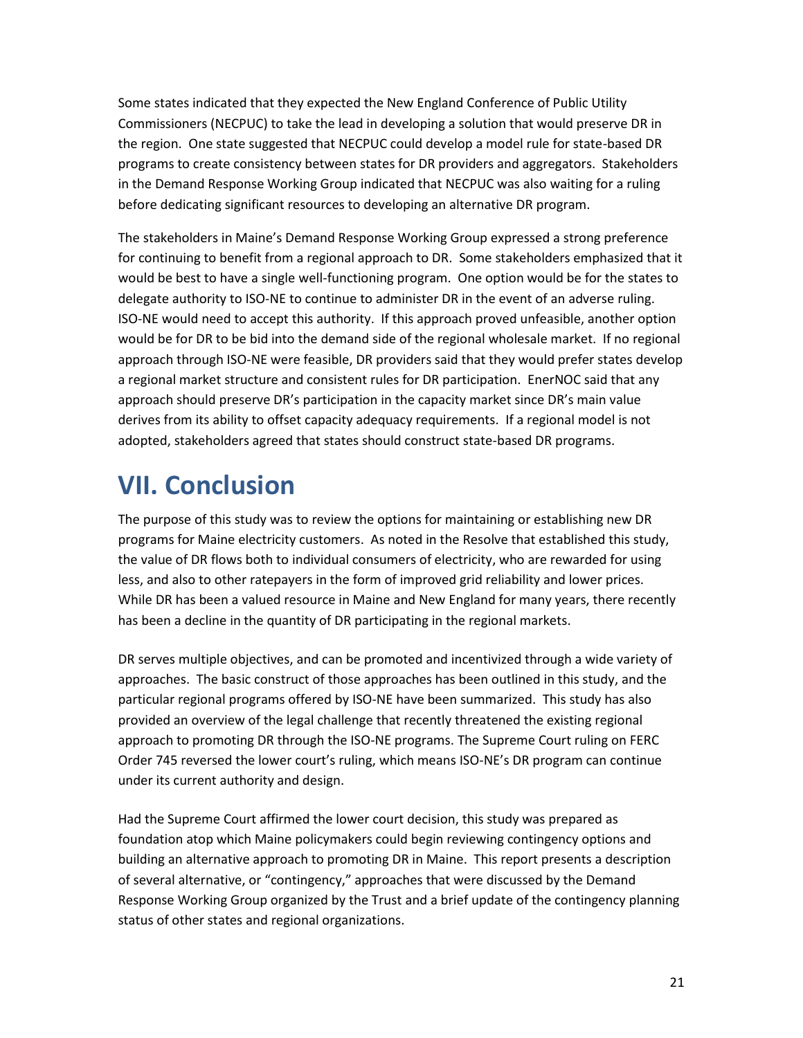Some states indicated that they expected the New England Conference of Public Utility Commissioners (NECPUC) to take the lead in developing a solution that would preserve DR in the region. One state suggested that NECPUC could develop a model rule for state-based DR programs to create consistency between states for DR providers and aggregators. Stakeholders in the Demand Response Working Group indicated that NECPUC was also waiting for a ruling before dedicating significant resources to developing an alternative DR program.

The stakeholders in Maine's Demand Response Working Group expressed a strong preference for continuing to benefit from a regional approach to DR. Some stakeholders emphasized that it would be best to have a single well-functioning program. One option would be for the states to delegate authority to ISO-NE to continue to administer DR in the event of an adverse ruling. ISO-NE would need to accept this authority. If this approach proved unfeasible, another option would be for DR to be bid into the demand side of the regional wholesale market. If no regional approach through ISO-NE were feasible, DR providers said that they would prefer states develop a regional market structure and consistent rules for DR participation. EnerNOC said that any approach should preserve DR's participation in the capacity market since DR's main value derives from its ability to offset capacity adequacy requirements. If a regional model is not adopted, stakeholders agreed that states should construct state-based DR programs.

# VII. Conclusion

The purpose of this study was to review the options for maintaining or establishing new DR programs for Maine electricity customers. As noted in the Resolve that established this study, the value of DR flows both to individual consumers of electricity, who are rewarded for using less, and also to other ratepayers in the form of improved grid reliability and lower prices. While DR has been a valued resource in Maine and New England for many years, there recently has been a decline in the quantity of DR participating in the regional markets.

DR serves multiple objectives, and can be promoted and incentivized through a wide variety of approaches. The basic construct of those approaches has been outlined in this study, and the particular regional programs offered by ISO-NE have been summarized. This study has also provided an overview of the legal challenge that recently threatened the existing regional approach to promoting DR through the ISO-NE programs. The Supreme Court ruling on FERC Order 745 reversed the lower court's ruling, which means ISO-NE's DR program can continue under its current authority and design.

Had the Supreme Court affirmed the lower court decision, this study was prepared as foundation atop which Maine policymakers could begin reviewing contingency options and building an alternative approach to promoting DR in Maine. This report presents a description of several alternative, or "contingency," approaches that were discussed by the Demand Response Working Group organized by the Trust and a brief update of the contingency planning status of other states and regional organizations.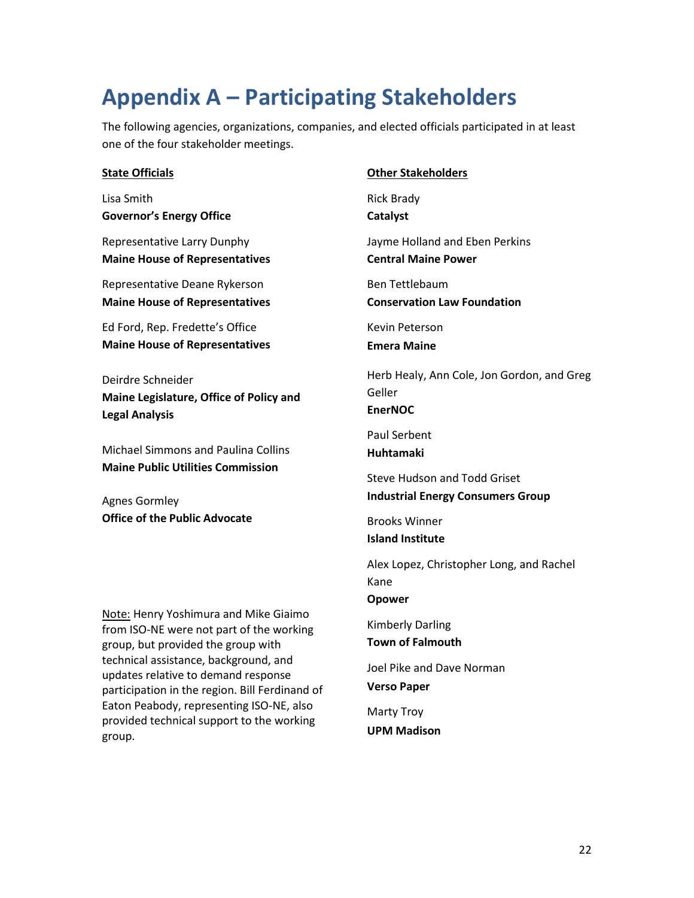# Appendix A – Participating Stakeholders

The following agencies, organizations, companies, and elected officials participated in at least one of the four stakeholder meetings.

**State Officials**

Lisa Smith
**Governor's Energy Office**

Representative Larry Dunphy
**Maine House of Representatives**

Representative Deane Rykerson
**Maine House of Representatives**

Ed Ford, Rep. Fredette's Office
**Maine House of Representatives**

Deirdre Schneider
**Maine Legislature, Office of Policy and Legal Analysis**

Michael Simmons and Paulina Collins
**Maine Public Utilities Commission**

Agnes Gormley
**Office of the Public Advocate**

Note: Henry Yoshimura and Mike Giaimo from ISO-NE were not part of the working group, but provided the group with technical assistance, background, and updates relative to demand response participation in the region. Bill Ferdinand of Eaton Peabody, representing ISO-NE, also provided technical support to the working group.

**Other Stakeholders**

Rick Brady
**Catalyst**

Jayme Holland and Eben Perkins
**Central Maine Power**

Ben Tettlebaum
**Conservation Law Foundation**

Kevin Peterson
**Emera Maine**

Herb Healy, Ann Cole, Jon Gordon, and Greg Geller
**EnerNOC**

Paul Serbent
**Huhtamaki**

Steve Hudson and Todd Griset
**Industrial Energy Consumers Group**

Brooks Winner
**Island Institute**

Alex Lopez, Christopher Long, and Rachel Kane
**Opower**

Kimberly Darling
**Town of Falmouth**

Joel Pike and Dave Norman
**Verso Paper**

Marty Troy
**UPM Madison**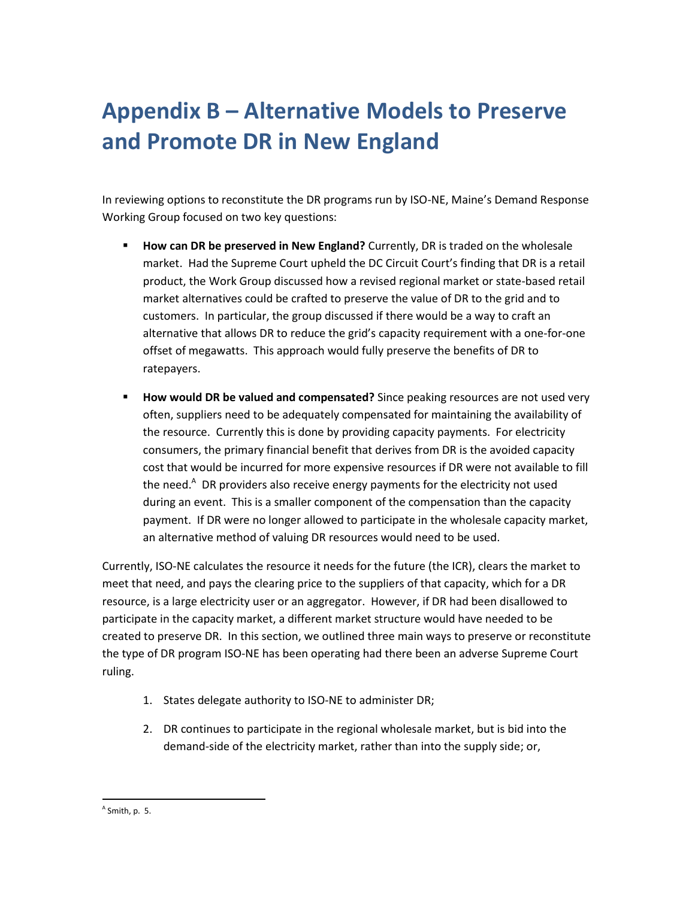# Appendix B – Alternative Models to Preserve and Promote DR in New England

In reviewing options to reconstitute the DR programs run by ISO-NE, Maine's Demand Response Working Group focused on two key questions:

- **How can DR be preserved in New England?** Currently, DR is traded on the wholesale market. Had the Supreme Court upheld the DC Circuit Court's finding that DR is a retail product, the Work Group discussed how a revised regional market or state-based retail market alternatives could be crafted to preserve the value of DR to the grid and to customers. In particular, the group discussed if there would be a way to craft an alternative that allows DR to reduce the grid's capacity requirement with a one-for-one offset of megawatts. This approach would fully preserve the benefits of DR to ratepayers.

- **How would DR be valued and compensated?** Since peaking resources are not used very often, suppliers need to be adequately compensated for maintaining the availability of the resource. Currently this is done by providing capacity payments. For electricity consumers, the primary financial benefit that derives from DR is the avoided capacity cost that would be incurred for more expensive resources if DR were not available to fill the need.[A] DR providers also receive energy payments for the electricity not used during an event. This is a smaller component of the compensation than the capacity payment. If DR were no longer allowed to participate in the wholesale capacity market, an alternative method of valuing DR resources would need to be used.

Currently, ISO-NE calculates the resource it needs for the future (the ICR), clears the market to meet that need, and pays the clearing price to the suppliers of that capacity, which for a DR resource, is a large electricity user or an aggregator. However, if DR had been disallowed to participate in the capacity market, a different market structure would have needed to be created to preserve DR. In this section, we outlined three main ways to preserve or reconstitute the type of DR program ISO-NE has been operating had there been an adverse Supreme Court ruling.

1. States delegate authority to ISO-NE to administer DR;
2. DR continues to participate in the regional wholesale market, but is bid into the demand-side of the electricity market, rather than into the supply side; or,

[A] Smith, p. 5.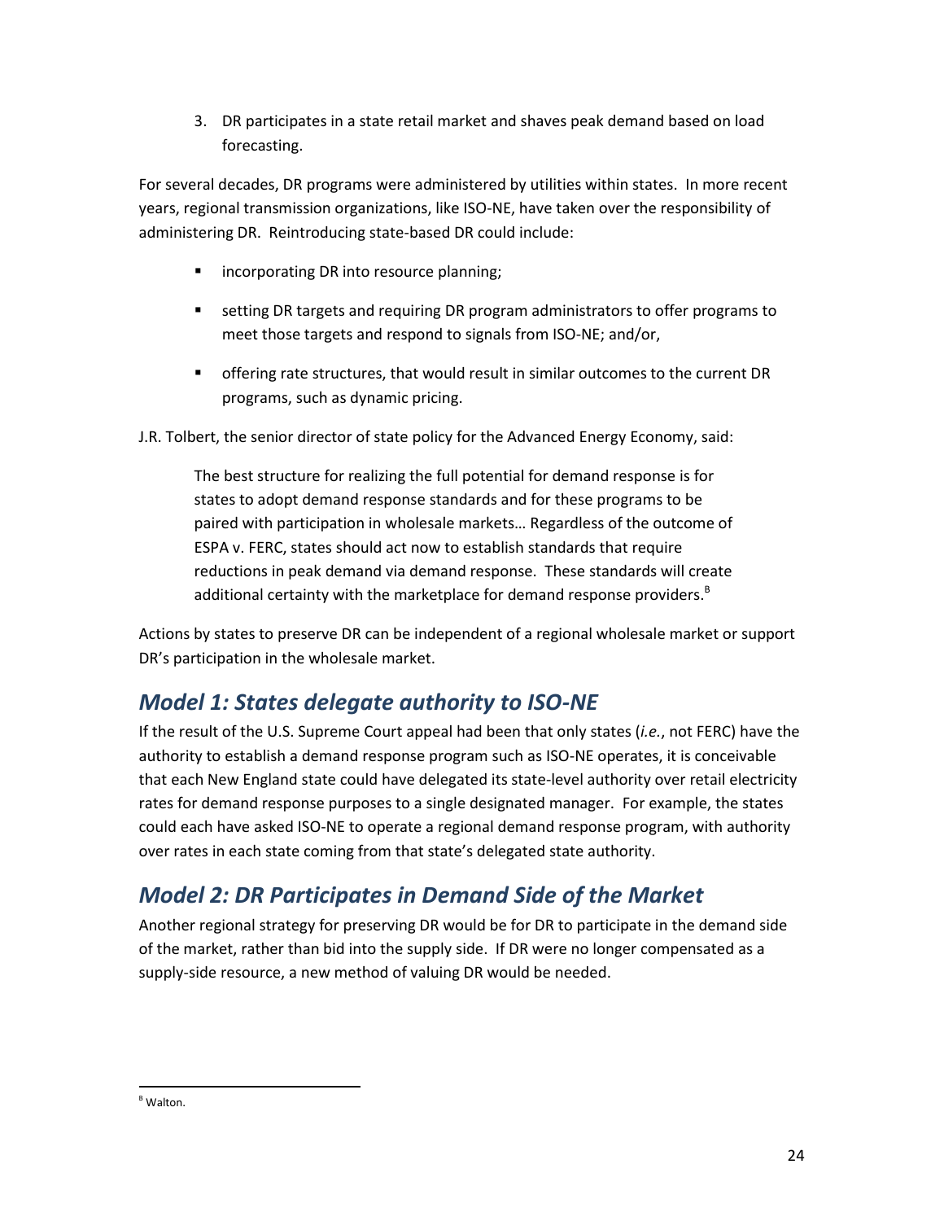3. DR participates in a state retail market and shaves peak demand based on load forecasting.

For several decades, DR programs were administered by utilities within states. In more recent years, regional transmission organizations, like ISO-NE, have taken over the responsibility of administering DR. Reintroducing state-based DR could include:

- incorporating DR into resource planning;
- setting DR targets and requiring DR program administrators to offer programs to meet those targets and respond to signals from ISO-NE; and/or,
- offering rate structures, that would result in similar outcomes to the current DR programs, such as dynamic pricing.

J.R. Tolbert, the senior director of state policy for the Advanced Energy Economy, said:

> The best structure for realizing the full potential for demand response is for states to adopt demand response standards and for these programs to be paired with participation in wholesale markets… Regardless of the outcome of ESPA v. FERC, states should act now to establish standards that require reductions in peak demand via demand response. These standards will create additional certainty with the marketplace for demand response providers.[B]

Actions by states to preserve DR can be independent of a regional wholesale market or support DR's participation in the wholesale market.

## *Model 1: States delegate authority to ISO-NE*

If the result of the U.S. Supreme Court appeal had been that only states (*i.e.*, not FERC) have the authority to establish a demand response program such as ISO-NE operates, it is conceivable that each New England state could have delegated its state-level authority over retail electricity rates for demand response purposes to a single designated manager. For example, the states could each have asked ISO-NE to operate a regional demand response program, with authority over rates in each state coming from that state's delegated state authority.

## *Model 2: DR Participates in Demand Side of the Market*

Another regional strategy for preserving DR would be for DR to participate in the demand side of the market, rather than bid into the supply side. If DR were no longer compensated as a supply-side resource, a new method of valuing DR would be needed.

---

[B] Walton.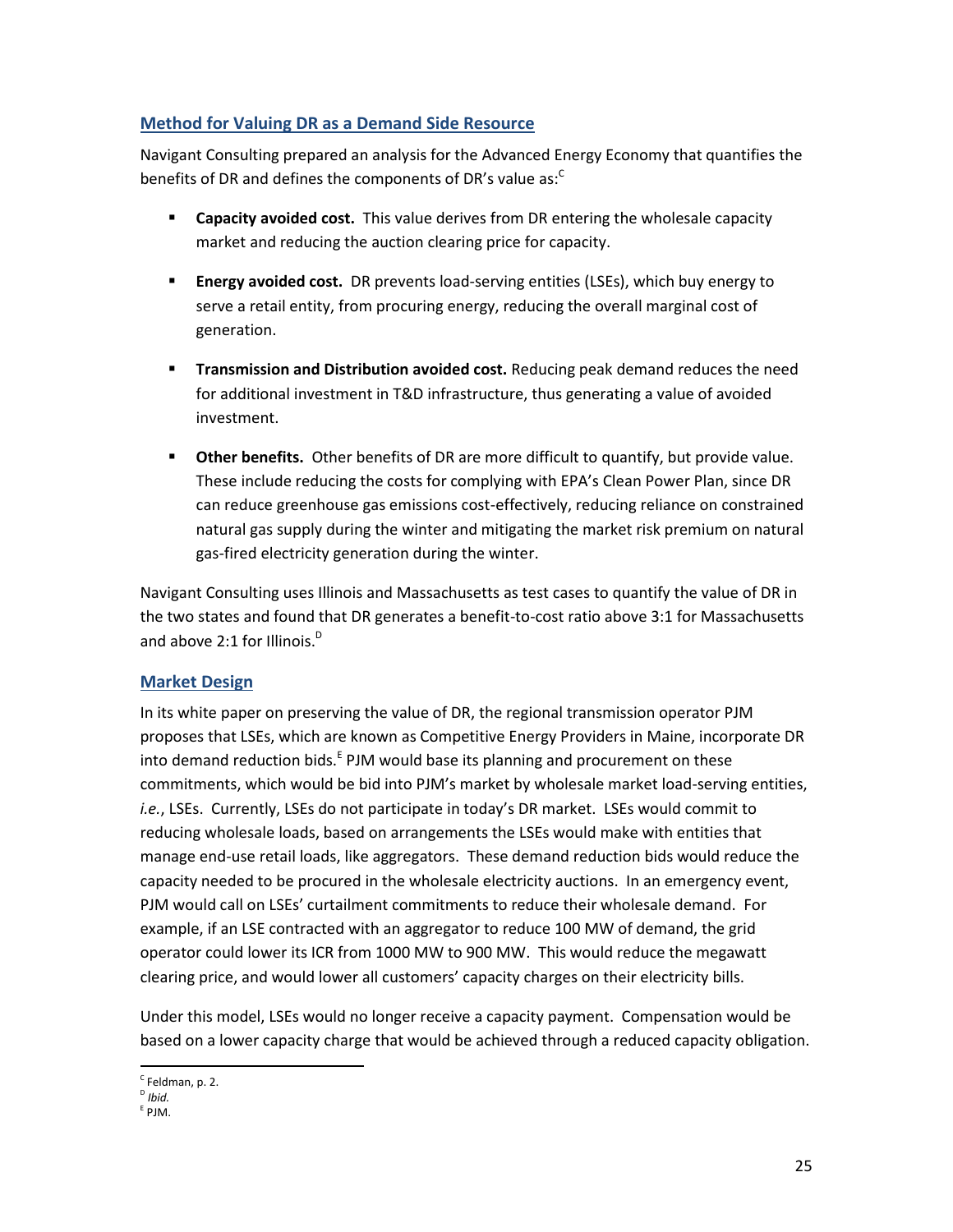## Method for Valuing DR as a Demand Side Resource

Navigant Consulting prepared an analysis for the Advanced Energy Economy that quantifies the benefits of DR and defines the components of DR's value as:[C]

- **Capacity avoided cost.** This value derives from DR entering the wholesale capacity market and reducing the auction clearing price for capacity.
- **Energy avoided cost.** DR prevents load-serving entities (LSEs), which buy energy to serve a retail entity, from procuring energy, reducing the overall marginal cost of generation.
- **Transmission and Distribution avoided cost.** Reducing peak demand reduces the need for additional investment in T&D infrastructure, thus generating a value of avoided investment.
- **Other benefits.** Other benefits of DR are more difficult to quantify, but provide value. These include reducing the costs for complying with EPA's Clean Power Plan, since DR can reduce greenhouse gas emissions cost-effectively, reducing reliance on constrained natural gas supply during the winter and mitigating the market risk premium on natural gas-fired electricity generation during the winter.

Navigant Consulting uses Illinois and Massachusetts as test cases to quantify the value of DR in the two states and found that DR generates a benefit-to-cost ratio above 3:1 for Massachusetts and above 2:1 for Illinois.[D]

## Market Design

In its white paper on preserving the value of DR, the regional transmission operator PJM proposes that LSEs, which are known as Competitive Energy Providers in Maine, incorporate DR into demand reduction bids.[E] PJM would base its planning and procurement on these commitments, which would be bid into PJM's market by wholesale market load-serving entities, *i.e.*, LSEs. Currently, LSEs do not participate in today's DR market. LSEs would commit to reducing wholesale loads, based on arrangements the LSEs would make with entities that manage end-use retail loads, like aggregators. These demand reduction bids would reduce the capacity needed to be procured in the wholesale electricity auctions. In an emergency event, PJM would call on LSEs' curtailment commitments to reduce their wholesale demand. For example, if an LSE contracted with an aggregator to reduce 100 MW of demand, the grid operator could lower its ICR from 1000 MW to 900 MW. This would reduce the megawatt clearing price, and would lower all customers' capacity charges on their electricity bills.

Under this model, LSEs would no longer receive a capacity payment. Compensation would be based on a lower capacity charge that would be achieved through a reduced capacity obligation.

---

[C] Feldman, p. 2.
[D] *Ibid.*
[E] PJM.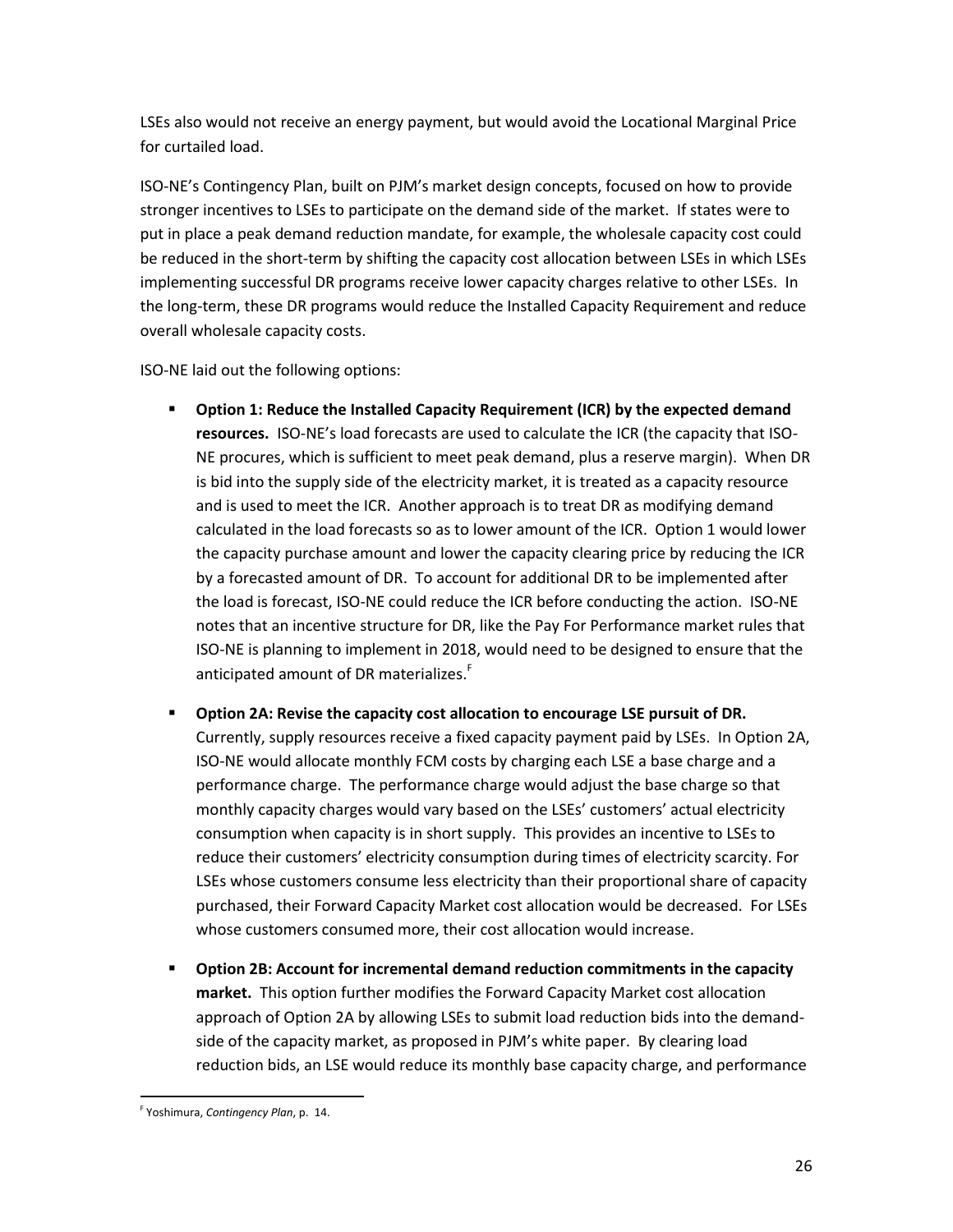LSEs also would not receive an energy payment, but would avoid the Locational Marginal Price for curtailed load.

ISO-NE's Contingency Plan, built on PJM's market design concepts, focused on how to provide stronger incentives to LSEs to participate on the demand side of the market. If states were to put in place a peak demand reduction mandate, for example, the wholesale capacity cost could be reduced in the short-term by shifting the capacity cost allocation between LSEs in which LSEs implementing successful DR programs receive lower capacity charges relative to other LSEs. In the long-term, these DR programs would reduce the Installed Capacity Requirement and reduce overall wholesale capacity costs.

ISO-NE laid out the following options:

- **Option 1: Reduce the Installed Capacity Requirement (ICR) by the expected demand resources.** ISO-NE's load forecasts are used to calculate the ICR (the capacity that ISO-NE procures, which is sufficient to meet peak demand, plus a reserve margin). When DR is bid into the supply side of the electricity market, it is treated as a capacity resource and is used to meet the ICR. Another approach is to treat DR as modifying demand calculated in the load forecasts so as to lower amount of the ICR. Option 1 would lower the capacity purchase amount and lower the capacity clearing price by reducing the ICR by a forecasted amount of DR. To account for additional DR to be implemented after the load is forecast, ISO-NE could reduce the ICR before conducting the action. ISO-NE notes that an incentive structure for DR, like the Pay For Performance market rules that ISO-NE is planning to implement in 2018, would need to be designed to ensure that the anticipated amount of DR materializes.[F]

- **Option 2A: Revise the capacity cost allocation to encourage LSE pursuit of DR.** Currently, supply resources receive a fixed capacity payment paid by LSEs. In Option 2A, ISO-NE would allocate monthly FCM costs by charging each LSE a base charge and a performance charge. The performance charge would adjust the base charge so that monthly capacity charges would vary based on the LSEs' customers' actual electricity consumption when capacity is in short supply. This provides an incentive to LSEs to reduce their customers' electricity consumption during times of electricity scarcity. For LSEs whose customers consume less electricity than their proportional share of capacity purchased, their Forward Capacity Market cost allocation would be decreased. For LSEs whose customers consumed more, their cost allocation would increase.

- **Option 2B: Account for incremental demand reduction commitments in the capacity market.** This option further modifies the Forward Capacity Market cost allocation approach of Option 2A by allowing LSEs to submit load reduction bids into the demand-side of the capacity market, as proposed in PJM's white paper. By clearing load reduction bids, an LSE would reduce its monthly base capacity charge, and performance

[F] Yoshimura, *Contingency Plan*, p. 14.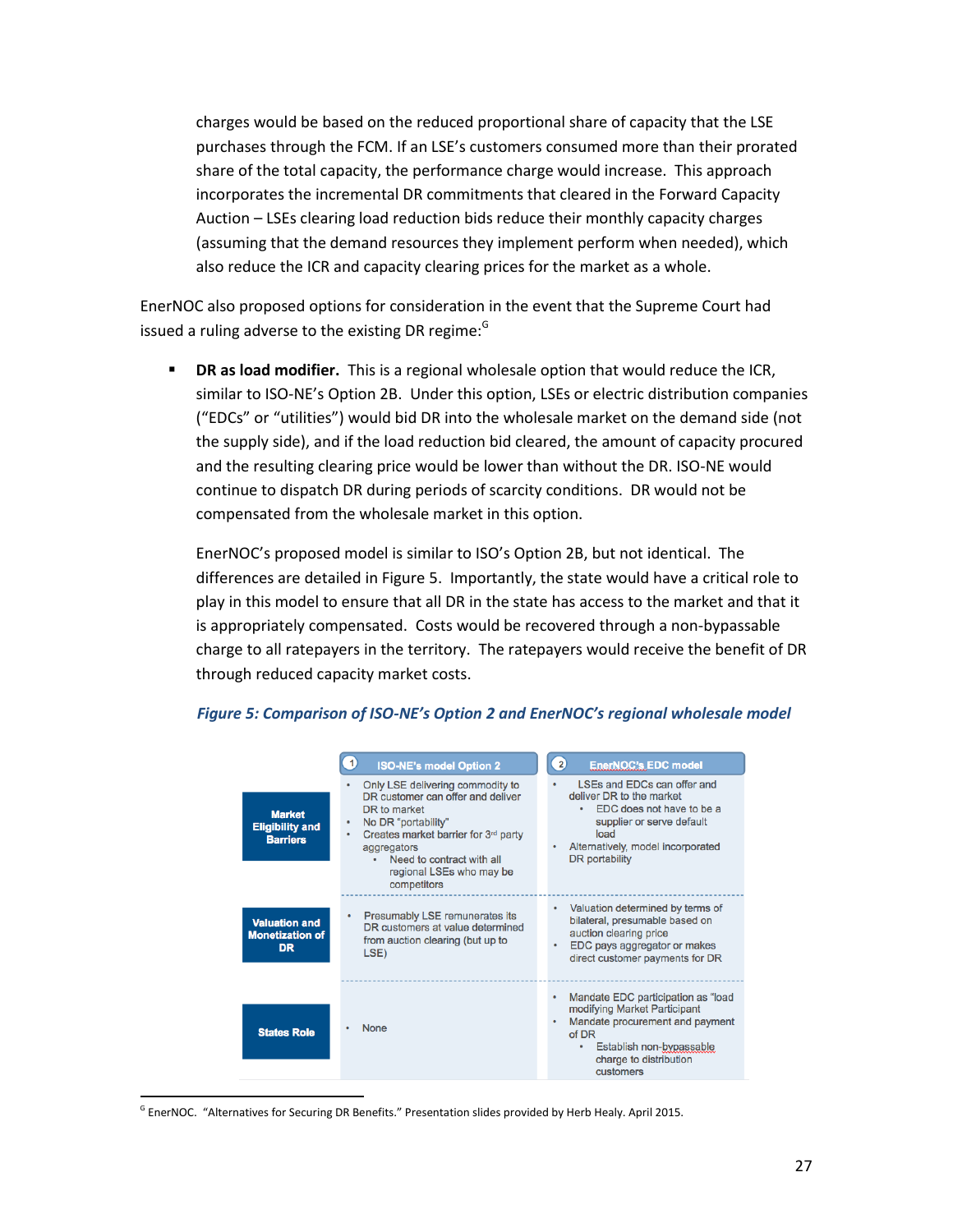charges would be based on the reduced proportional share of capacity that the LSE purchases through the FCM. If an LSE's customers consumed more than their prorated share of the total capacity, the performance charge would increase. This approach incorporates the incremental DR commitments that cleared in the Forward Capacity Auction – LSEs clearing load reduction bids reduce their monthly capacity charges (assuming that the demand resources they implement perform when needed), which also reduce the ICR and capacity clearing prices for the market as a whole.

EnerNOC also proposed options for consideration in the event that the Supreme Court had issued a ruling adverse to the existing DR regime:[G]

- **DR as load modifier.** This is a regional wholesale option that would reduce the ICR, similar to ISO-NE's Option 2B. Under this option, LSEs or electric distribution companies ("EDCs" or "utilities") would bid DR into the wholesale market on the demand side (not the supply side), and if the load reduction bid cleared, the amount of capacity procured and the resulting clearing price would be lower than without the DR. ISO-NE would continue to dispatch DR during periods of scarcity conditions. DR would not be compensated from the wholesale market in this option.

  EnerNOC's proposed model is similar to ISO's Option 2B, but not identical. The differences are detailed in Figure 5. Importantly, the state would have a critical role to play in this model to ensure that all DR in the state has access to the market and that it is appropriately compensated. Costs would be recovered through a non-bypassable charge to all ratepayers in the territory. The ratepayers would receive the benefit of DR through reduced capacity market costs.

*Figure 5: Comparison of ISO-NE's Option 2 and EnerNOC's regional wholesale model*

| | ① ISO-NE's model Option 2 | ② EnerNOC's EDC model |
|---|---|---|
| **Market Eligibility and Barriers** | • Only LSE delivering commodity to DR customer can offer and deliver DR to market<br>• No DR "portability"<br>• Creates market barrier for 3rd party aggregators<br>  • Need to contract with all regional LSEs who may be competitors | • LSEs and EDCs can offer and deliver DR to the market<br>  • EDC does not have to be a supplier or serve default load<br>• Alternatively, model incorporated DR portability |
| **Valuation and Monetization of DR** | • Presumably LSE remunerates its DR customers at value determined from auction clearing (but up to LSE) | • Valuation determined by terms of bilateral, presumable based on auction clearing price<br>• EDC pays aggregator or makes direct customer payments for DR |
| **States Role** | • None | • Mandate EDC participation as "load modifying Market Participant<br>• Mandate procurement and payment of DR<br>  • Establish non-bypassable charge to distribution customers |

[G] EnerNOC. "Alternatives for Securing DR Benefits." Presentation slides provided by Herb Healy. April 2015.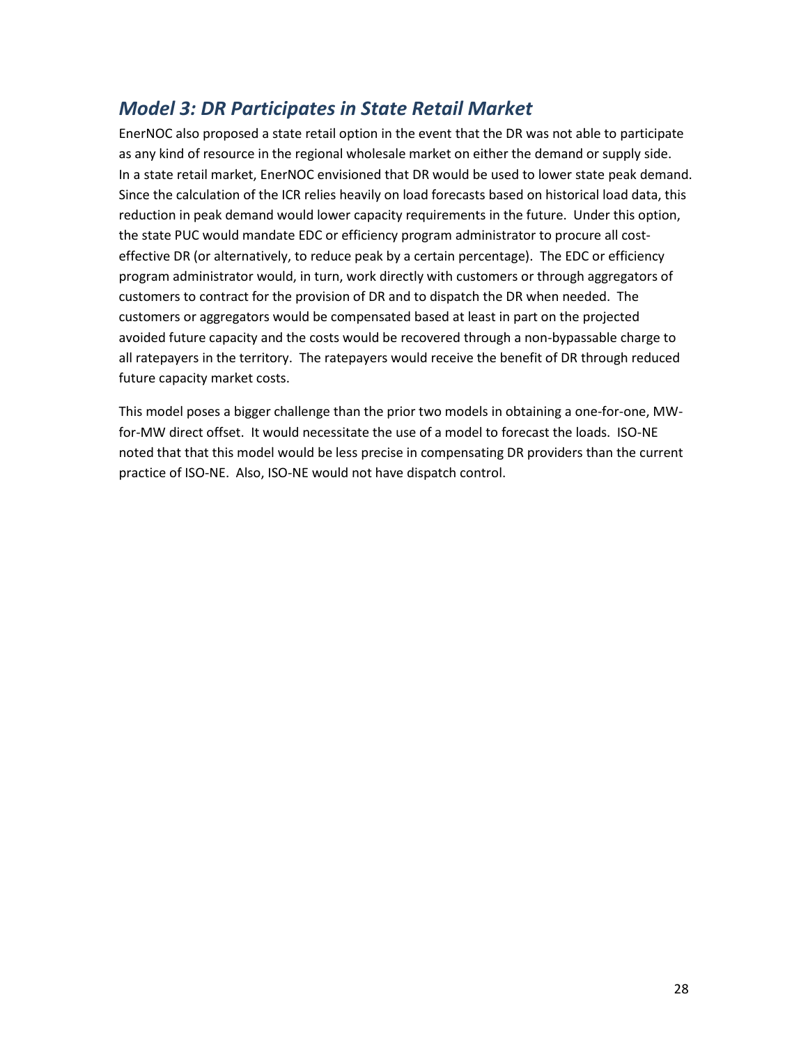## *Model 3: DR Participates in State Retail Market*

EnerNOC also proposed a state retail option in the event that the DR was not able to participate as any kind of resource in the regional wholesale market on either the demand or supply side. In a state retail market, EnerNOC envisioned that DR would be used to lower state peak demand. Since the calculation of the ICR relies heavily on load forecasts based on historical load data, this reduction in peak demand would lower capacity requirements in the future. Under this option, the state PUC would mandate EDC or efficiency program administrator to procure all cost-effective DR (or alternatively, to reduce peak by a certain percentage). The EDC or efficiency program administrator would, in turn, work directly with customers or through aggregators of customers to contract for the provision of DR and to dispatch the DR when needed. The customers or aggregators would be compensated based at least in part on the projected avoided future capacity and the costs would be recovered through a non-bypassable charge to all ratepayers in the territory. The ratepayers would receive the benefit of DR through reduced future capacity market costs.

This model poses a bigger challenge than the prior two models in obtaining a one-for-one, MW-for-MW direct offset. It would necessitate the use of a model to forecast the loads. ISO-NE noted that that this model would be less precise in compensating DR providers than the current practice of ISO-NE. Also, ISO-NE would not have dispatch control.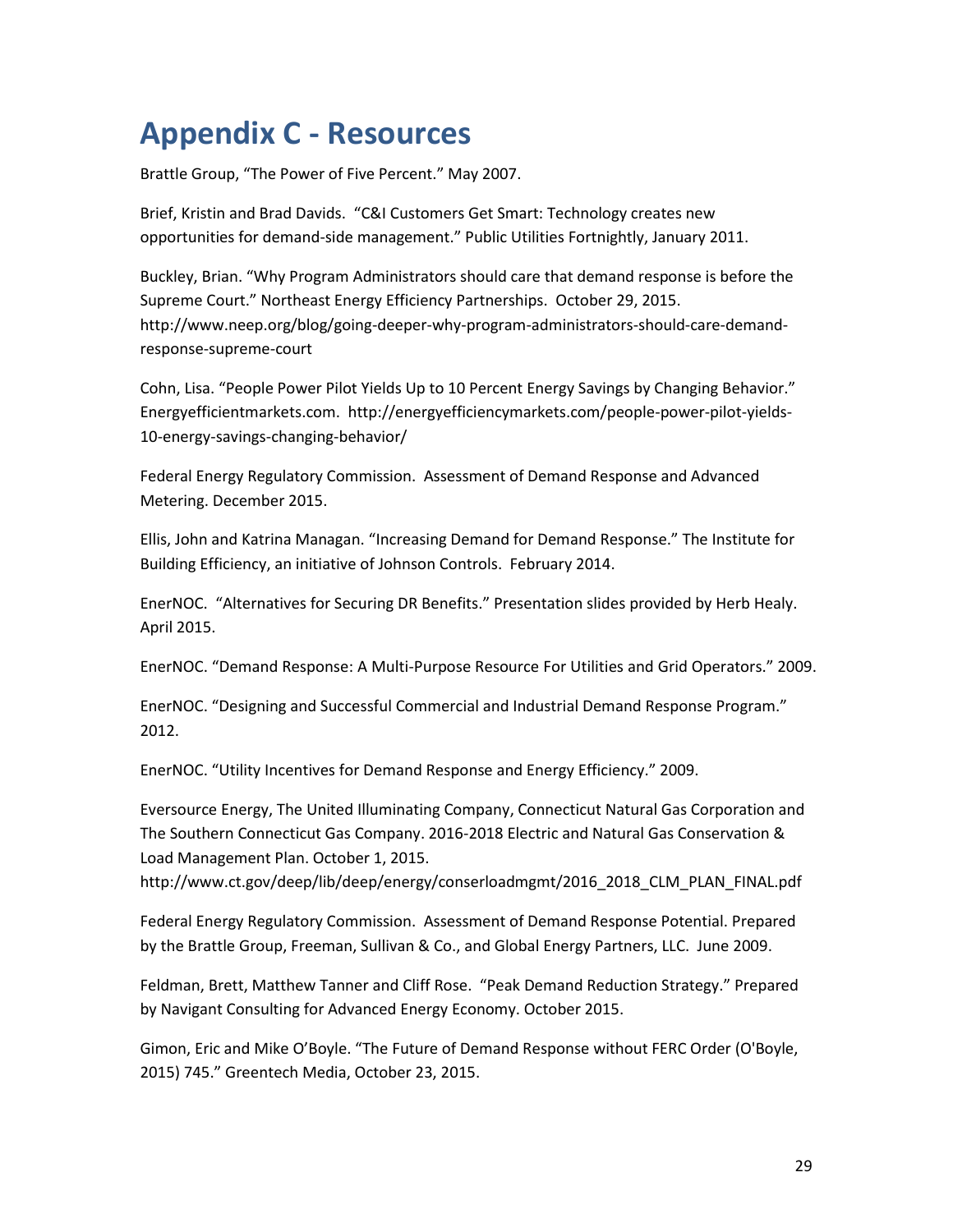# Appendix C - Resources

Brattle Group, "The Power of Five Percent." May 2007.

Brief, Kristin and Brad Davids. "C&I Customers Get Smart: Technology creates new opportunities for demand-side management." Public Utilities Fortnightly, January 2011.

Buckley, Brian. "Why Program Administrators should care that demand response is before the Supreme Court." Northeast Energy Efficiency Partnerships. October 29, 2015. http://www.neep.org/blog/going-deeper-why-program-administrators-should-care-demand-response-supreme-court

Cohn, Lisa. "People Power Pilot Yields Up to 10 Percent Energy Savings by Changing Behavior." Energyefficientmarkets.com. http://energyefficiencymarkets.com/people-power-pilot-yields-10-energy-savings-changing-behavior/

Federal Energy Regulatory Commission. Assessment of Demand Response and Advanced Metering. December 2015.

Ellis, John and Katrina Managan. "Increasing Demand for Demand Response." The Institute for Building Efficiency, an initiative of Johnson Controls. February 2014.

EnerNOC. "Alternatives for Securing DR Benefits." Presentation slides provided by Herb Healy. April 2015.

EnerNOC. "Demand Response: A Multi-Purpose Resource For Utilities and Grid Operators." 2009.

EnerNOC. "Designing and Successful Commercial and Industrial Demand Response Program." 2012.

EnerNOC. "Utility Incentives for Demand Response and Energy Efficiency." 2009.

Eversource Energy, The United Illuminating Company, Connecticut Natural Gas Corporation and The Southern Connecticut Gas Company. 2016-2018 Electric and Natural Gas Conservation & Load Management Plan. October 1, 2015. http://www.ct.gov/deep/lib/deep/energy/conserloadmgmt/2016_2018_CLM_PLAN_FINAL.pdf

Federal Energy Regulatory Commission. Assessment of Demand Response Potential. Prepared by the Brattle Group, Freeman, Sullivan & Co., and Global Energy Partners, LLC. June 2009.

Feldman, Brett, Matthew Tanner and Cliff Rose. "Peak Demand Reduction Strategy." Prepared by Navigant Consulting for Advanced Energy Economy. October 2015.

Gimon, Eric and Mike O'Boyle. "The Future of Demand Response without FERC Order (O'Boyle, 2015) 745." Greentech Media, October 23, 2015.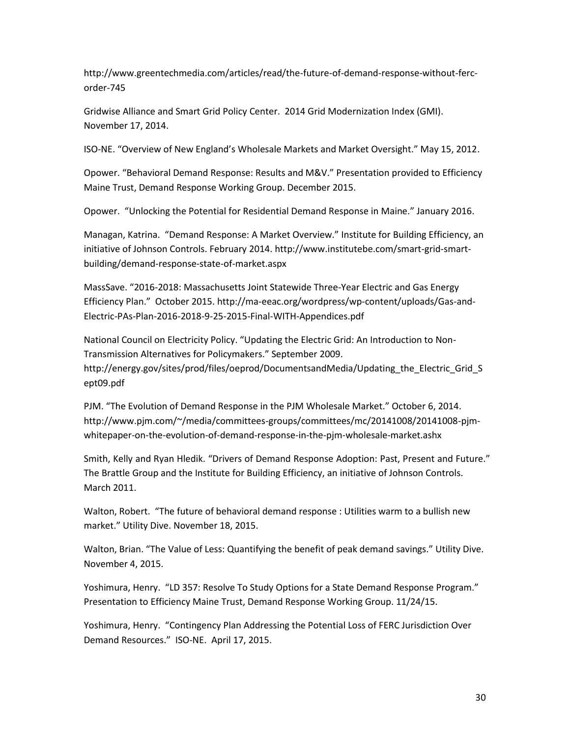http://www.greentechmedia.com/articles/read/the-future-of-demand-response-without-ferc-order-745

Gridwise Alliance and Smart Grid Policy Center. 2014 Grid Modernization Index (GMI). November 17, 2014.

ISO-NE. "Overview of New England's Wholesale Markets and Market Oversight." May 15, 2012.

Opower. "Behavioral Demand Response: Results and M&V." Presentation provided to Efficiency Maine Trust, Demand Response Working Group. December 2015.

Opower. "Unlocking the Potential for Residential Demand Response in Maine." January 2016.

Managan, Katrina. "Demand Response: A Market Overview." Institute for Building Efficiency, an initiative of Johnson Controls. February 2014. http://www.institutebe.com/smart-grid-smart-building/demand-response-state-of-market.aspx

MassSave. "2016-2018: Massachusetts Joint Statewide Three-Year Electric and Gas Energy Efficiency Plan." October 2015. http://ma-eeac.org/wordpress/wp-content/uploads/Gas-and-Electric-PAs-Plan-2016-2018-9-25-2015-Final-WITH-Appendices.pdf

National Council on Electricity Policy. "Updating the Electric Grid: An Introduction to Non-Transmission Alternatives for Policymakers." September 2009. http://energy.gov/sites/prod/files/oeprod/DocumentsandMedia/Updating_the_Electric_Grid_Sept09.pdf

PJM. "The Evolution of Demand Response in the PJM Wholesale Market." October 6, 2014. http://www.pjm.com/~/media/committees-groups/committees/mc/20141008/20141008-pjm-whitepaper-on-the-evolution-of-demand-response-in-the-pjm-wholesale-market.ashx

Smith, Kelly and Ryan Hledik. "Drivers of Demand Response Adoption: Past, Present and Future." The Brattle Group and the Institute for Building Efficiency, an initiative of Johnson Controls. March 2011.

Walton, Robert. "The future of behavioral demand response : Utilities warm to a bullish new market." Utility Dive. November 18, 2015.

Walton, Brian. "The Value of Less: Quantifying the benefit of peak demand savings." Utility Dive. November 4, 2015.

Yoshimura, Henry. "LD 357: Resolve To Study Options for a State Demand Response Program." Presentation to Efficiency Maine Trust, Demand Response Working Group. 11/24/15.

Yoshimura, Henry. "Contingency Plan Addressing the Potential Loss of FERC Jurisdiction Over Demand Resources." ISO-NE. April 17, 2015.